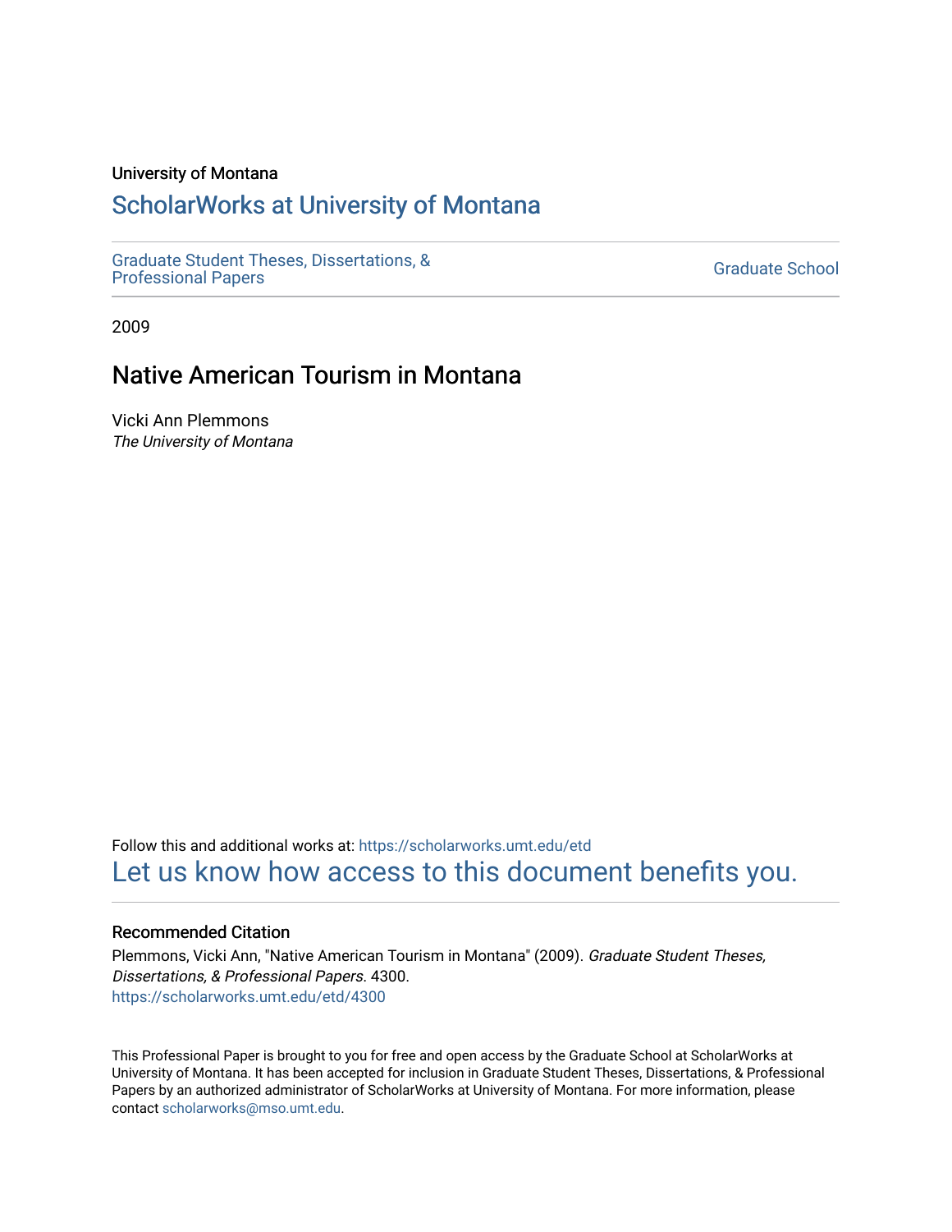University of Montana

# ScholarWorks at University of Montana

Graduate Student Theses, Dissertations, & Professional Papers

Graduate School

2009

## Native American Tourism in Montana

Vicki Ann Plemmons
*The University of Montana*

Follow this and additional works at: https://scholarworks.umt.edu/etd

Let us know how access to this document benefits you.

### Recommended Citation

Plemmons, Vicki Ann, "Native American Tourism in Montana" (2009). *Graduate Student Theses, Dissertations, & Professional Papers*. 4300.
https://scholarworks.umt.edu/etd/4300

This Professional Paper is brought to you for free and open access by the Graduate School at ScholarWorks at University of Montana. It has been accepted for inclusion in Graduate Student Theses, Dissertations, & Professional Papers by an authorized administrator of ScholarWorks at University of Montana. For more information, please contact scholarworks@mso.umt.edu.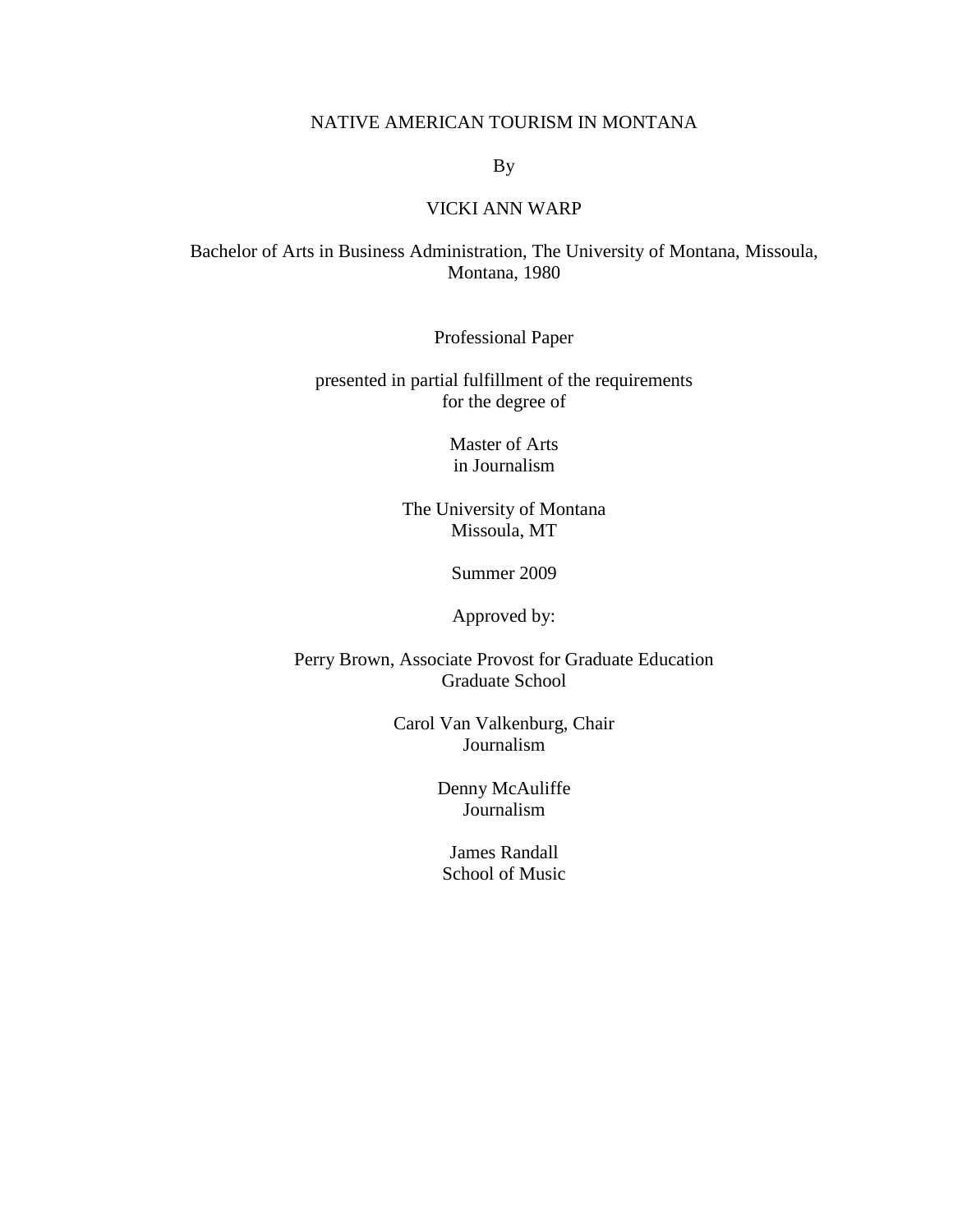# NATIVE AMERICAN TOURISM IN MONTANA

By

VICKI ANN WARP

Bachelor of Arts in Business Administration, The University of Montana, Missoula, Montana, 1980

Professional Paper

presented in partial fulfillment of the requirements for the degree of

Master of Arts in Journalism

The University of Montana
Missoula, MT

Summer 2009

Approved by:

Perry Brown, Associate Provost for Graduate Education
Graduate School

Carol Van Valkenburg, Chair
Journalism

Denny McAuliffe
Journalism

James Randall
School of Music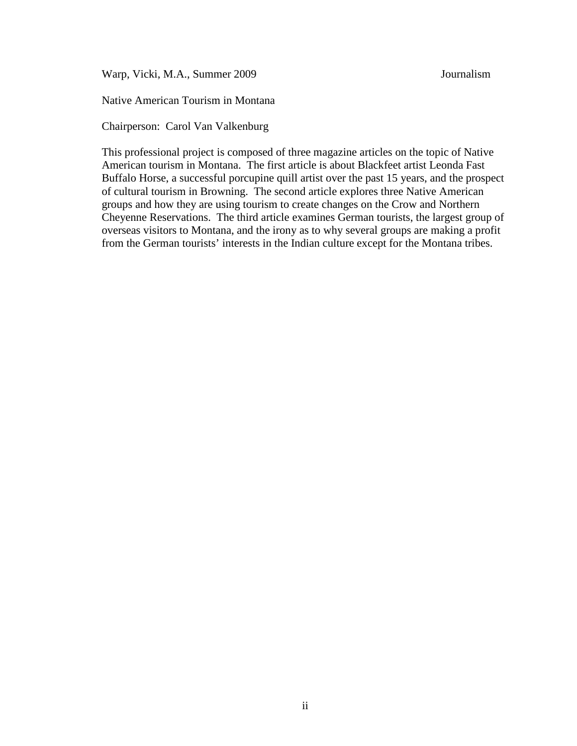Warp, Vicki, M.A., Summer 2009 Journalism

Native American Tourism in Montana

Chairperson: Carol Van Valkenburg

This professional project is composed of three magazine articles on the topic of Native American tourism in Montana. The first article is about Blackfeet artist Leonda Fast Buffalo Horse, a successful porcupine quill artist over the past 15 years, and the prospect of cultural tourism in Browning. The second article explores three Native American groups and how they are using tourism to create changes on the Crow and Northern Cheyenne Reservations. The third article examines German tourists, the largest group of overseas visitors to Montana, and the irony as to why several groups are making a profit from the German tourists' interests in the Indian culture except for the Montana tribes.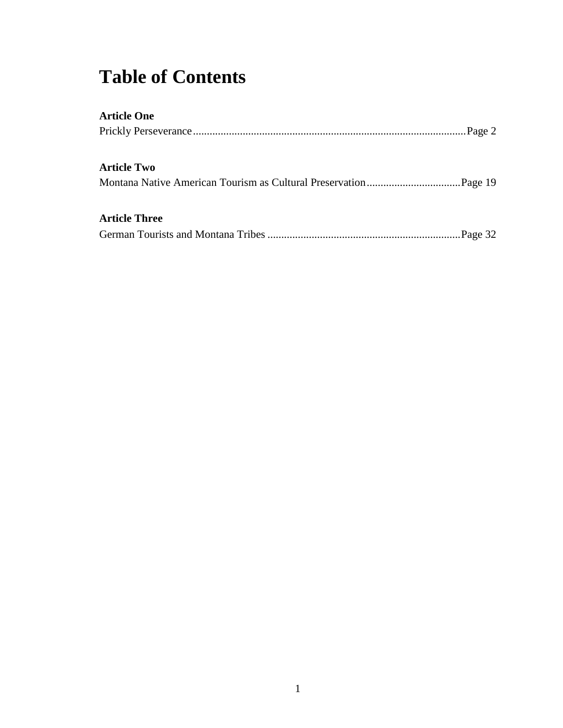# Table of Contents

**Article One**
Prickly Perseverance....................................................................................................Page 2

**Article Two**
Montana Native American Tourism as Cultural Preservation..................................Page 19

**Article Three**
German Tourists and Montana Tribes .....................................................................Page 32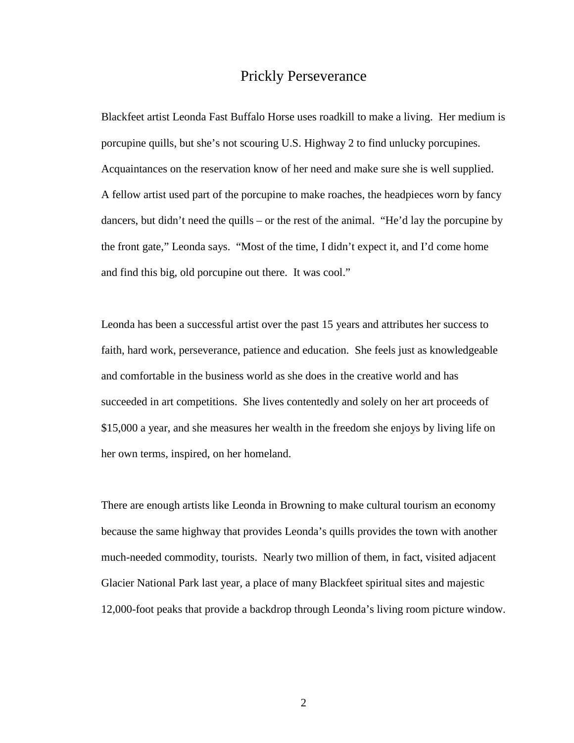# Prickly Perseverance

Blackfeet artist Leonda Fast Buffalo Horse uses roadkill to make a living. Her medium is porcupine quills, but she's not scouring U.S. Highway 2 to find unlucky porcupines. Acquaintances on the reservation know of her need and make sure she is well supplied. A fellow artist used part of the porcupine to make roaches, the headpieces worn by fancy dancers, but didn't need the quills – or the rest of the animal. "He'd lay the porcupine by the front gate," Leonda says. "Most of the time, I didn't expect it, and I'd come home and find this big, old porcupine out there. It was cool."

Leonda has been a successful artist over the past 15 years and attributes her success to faith, hard work, perseverance, patience and education. She feels just as knowledgeable and comfortable in the business world as she does in the creative world and has succeeded in art competitions. She lives contentedly and solely on her art proceeds of $15,000 a year, and she measures her wealth in the freedom she enjoys by living life on her own terms, inspired, on her homeland.

There are enough artists like Leonda in Browning to make cultural tourism an economy because the same highway that provides Leonda's quills provides the town with another much-needed commodity, tourists. Nearly two million of them, in fact, visited adjacent Glacier National Park last year, a place of many Blackfeet spiritual sites and majestic 12,000-foot peaks that provide a backdrop through Leonda's living room picture window.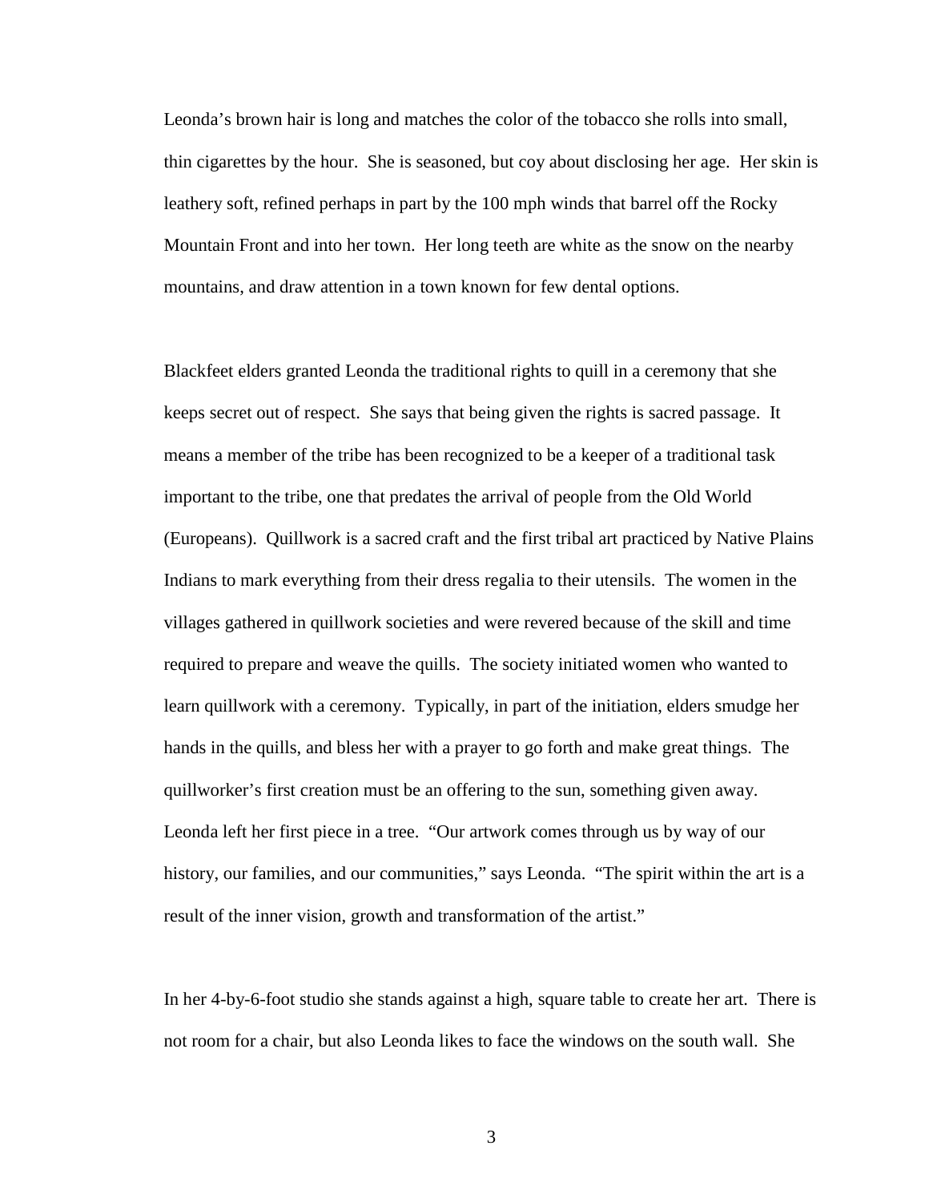Leonda's brown hair is long and matches the color of the tobacco she rolls into small, thin cigarettes by the hour. She is seasoned, but coy about disclosing her age. Her skin is leathery soft, refined perhaps in part by the 100 mph winds that barrel off the Rocky Mountain Front and into her town. Her long teeth are white as the snow on the nearby mountains, and draw attention in a town known for few dental options.

Blackfeet elders granted Leonda the traditional rights to quill in a ceremony that she keeps secret out of respect. She says that being given the rights is sacred passage. It means a member of the tribe has been recognized to be a keeper of a traditional task important to the tribe, one that predates the arrival of people from the Old World (Europeans). Quillwork is a sacred craft and the first tribal art practiced by Native Plains Indians to mark everything from their dress regalia to their utensils. The women in the villages gathered in quillwork societies and were revered because of the skill and time required to prepare and weave the quills. The society initiated women who wanted to learn quillwork with a ceremony. Typically, in part of the initiation, elders smudge her hands in the quills, and bless her with a prayer to go forth and make great things. The quillworker's first creation must be an offering to the sun, something given away. Leonda left her first piece in a tree. "Our artwork comes through us by way of our history, our families, and our communities," says Leonda. "The spirit within the art is a result of the inner vision, growth and transformation of the artist."

In her 4-by-6-foot studio she stands against a high, square table to create her art. There is not room for a chair, but also Leonda likes to face the windows on the south wall. She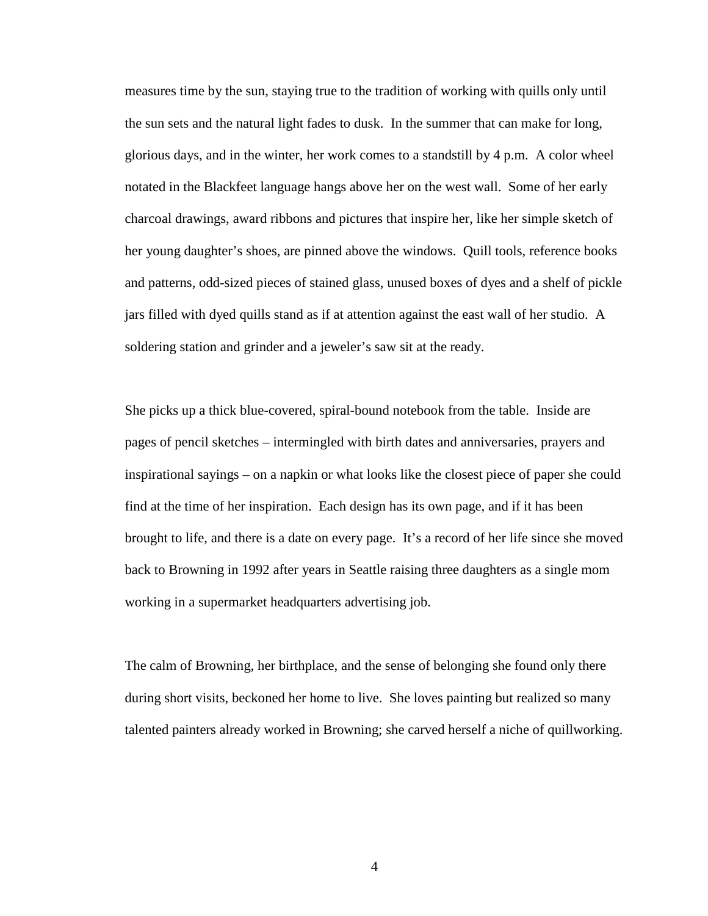measures time by the sun, staying true to the tradition of working with quills only until the sun sets and the natural light fades to dusk. In the summer that can make for long, glorious days, and in the winter, her work comes to a standstill by 4 p.m. A color wheel notated in the Blackfeet language hangs above her on the west wall. Some of her early charcoal drawings, award ribbons and pictures that inspire her, like her simple sketch of her young daughter's shoes, are pinned above the windows. Quill tools, reference books and patterns, odd-sized pieces of stained glass, unused boxes of dyes and a shelf of pickle jars filled with dyed quills stand as if at attention against the east wall of her studio. A soldering station and grinder and a jeweler's saw sit at the ready.

She picks up a thick blue-covered, spiral-bound notebook from the table. Inside are pages of pencil sketches – intermingled with birth dates and anniversaries, prayers and inspirational sayings – on a napkin or what looks like the closest piece of paper she could find at the time of her inspiration. Each design has its own page, and if it has been brought to life, and there is a date on every page. It's a record of her life since she moved back to Browning in 1992 after years in Seattle raising three daughters as a single mom working in a supermarket headquarters advertising job.

The calm of Browning, her birthplace, and the sense of belonging she found only there during short visits, beckoned her home to live. She loves painting but realized so many talented painters already worked in Browning; she carved herself a niche of quillworking.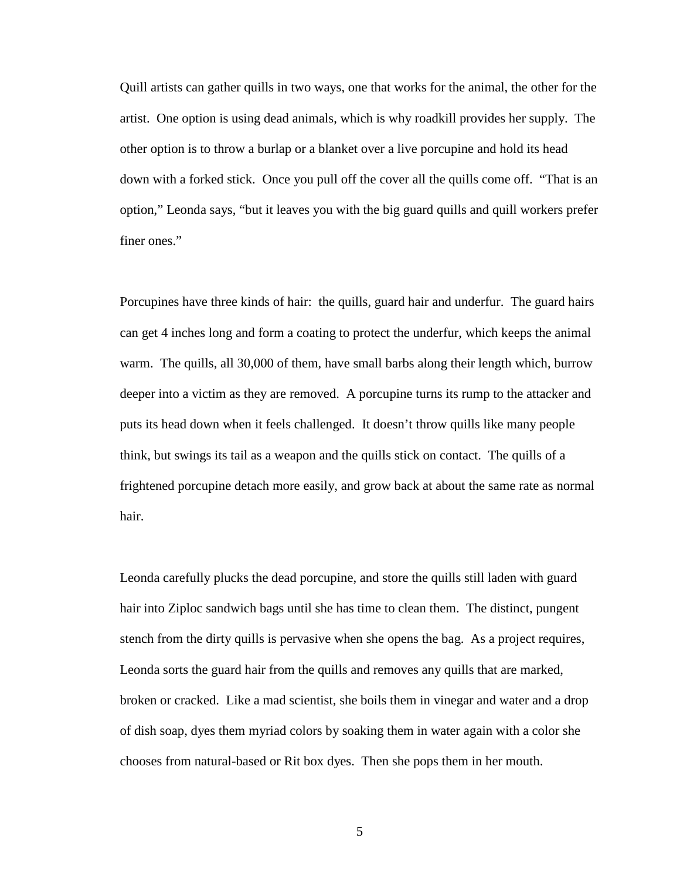Quill artists can gather quills in two ways, one that works for the animal, the other for the artist. One option is using dead animals, which is why roadkill provides her supply. The other option is to throw a burlap or a blanket over a live porcupine and hold its head down with a forked stick. Once you pull off the cover all the quills come off. "That is an option," Leonda says, "but it leaves you with the big guard quills and quill workers prefer finer ones."

Porcupines have three kinds of hair: the quills, guard hair and underfur. The guard hairs can get 4 inches long and form a coating to protect the underfur, which keeps the animal warm. The quills, all 30,000 of them, have small barbs along their length which, burrow deeper into a victim as they are removed. A porcupine turns its rump to the attacker and puts its head down when it feels challenged. It doesn't throw quills like many people think, but swings its tail as a weapon and the quills stick on contact. The quills of a frightened porcupine detach more easily, and grow back at about the same rate as normal hair.

Leonda carefully plucks the dead porcupine, and store the quills still laden with guard hair into Ziploc sandwich bags until she has time to clean them. The distinct, pungent stench from the dirty quills is pervasive when she opens the bag. As a project requires, Leonda sorts the guard hair from the quills and removes any quills that are marked, broken or cracked. Like a mad scientist, she boils them in vinegar and water and a drop of dish soap, dyes them myriad colors by soaking them in water again with a color she chooses from natural-based or Rit box dyes. Then she pops them in her mouth.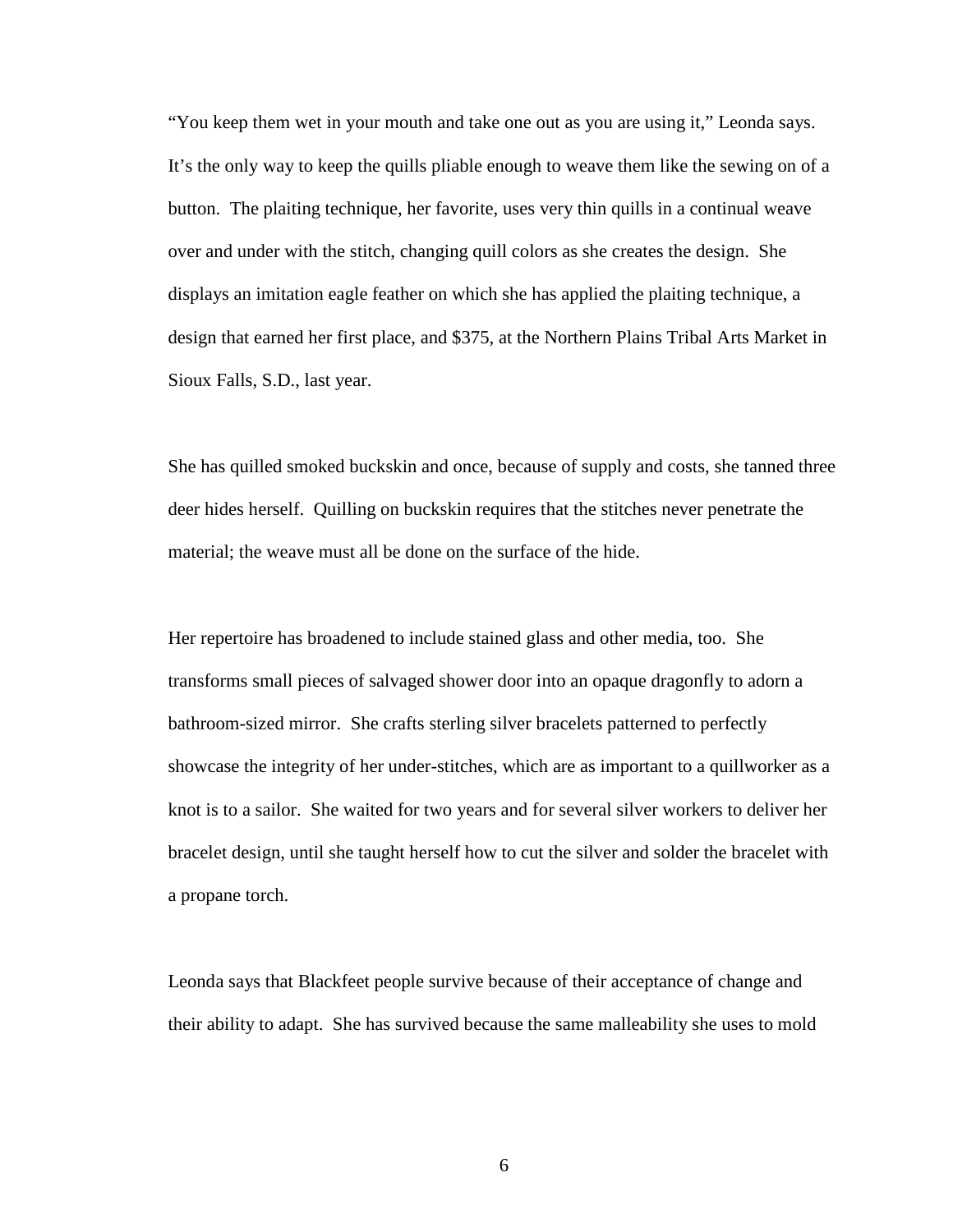"You keep them wet in your mouth and take one out as you are using it," Leonda says. It's the only way to keep the quills pliable enough to weave them like the sewing on of a button. The plaiting technique, her favorite, uses very thin quills in a continual weave over and under with the stitch, changing quill colors as she creates the design. She displays an imitation eagle feather on which she has applied the plaiting technique, a design that earned her first place, and $375, at the Northern Plains Tribal Arts Market in Sioux Falls, S.D., last year.

She has quilled smoked buckskin and once, because of supply and costs, she tanned three deer hides herself. Quilling on buckskin requires that the stitches never penetrate the material; the weave must all be done on the surface of the hide.

Her repertoire has broadened to include stained glass and other media, too. She transforms small pieces of salvaged shower door into an opaque dragonfly to adorn a bathroom-sized mirror. She crafts sterling silver bracelets patterned to perfectly showcase the integrity of her under-stitches, which are as important to a quillworker as a knot is to a sailor. She waited for two years and for several silver workers to deliver her bracelet design, until she taught herself how to cut the silver and solder the bracelet with a propane torch.

Leonda says that Blackfeet people survive because of their acceptance of change and their ability to adapt. She has survived because the same malleability she uses to mold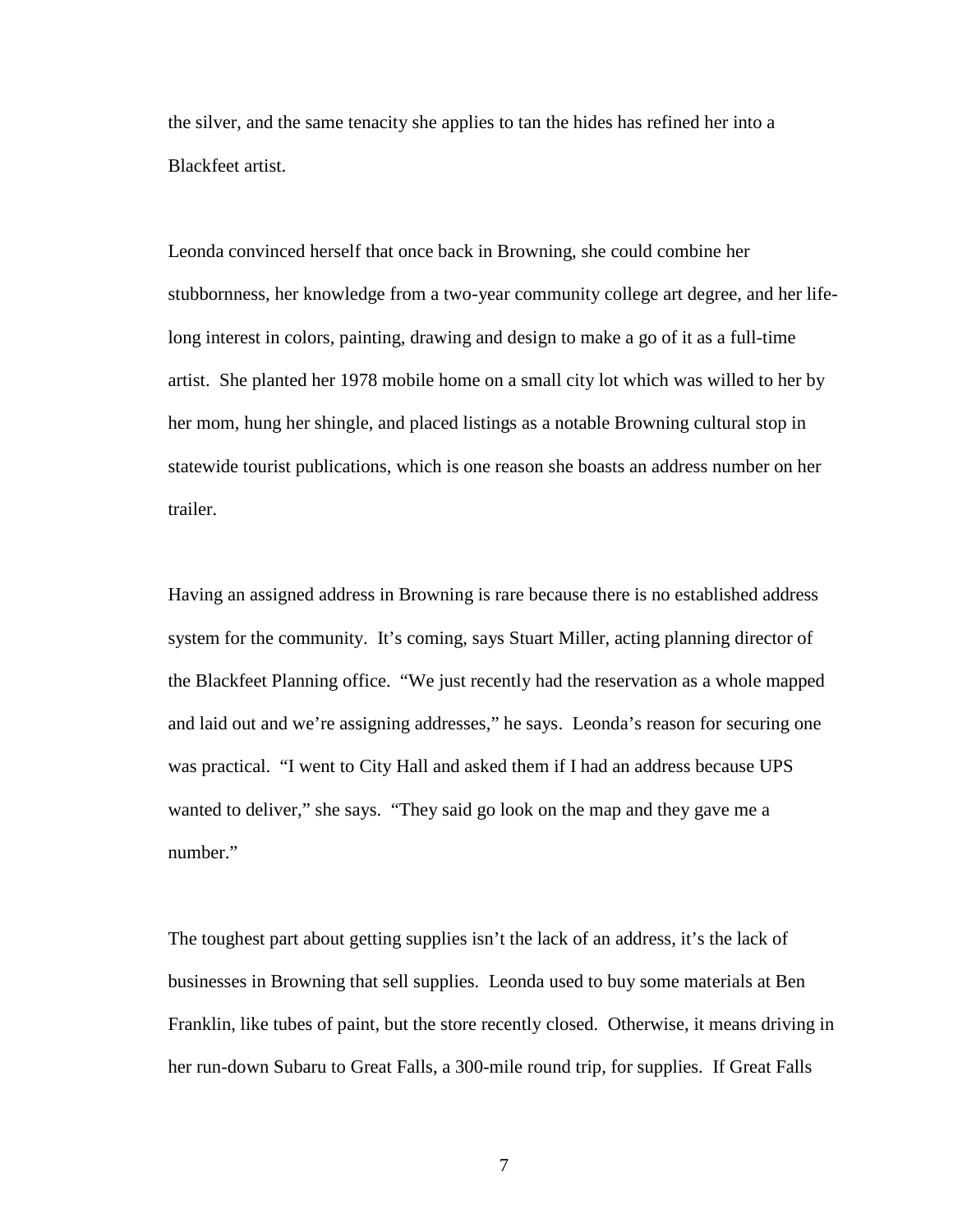the silver, and the same tenacity she applies to tan the hides has refined her into a Blackfeet artist.

Leonda convinced herself that once back in Browning, she could combine her stubbornness, her knowledge from a two-year community college art degree, and her life-long interest in colors, painting, drawing and design to make a go of it as a full-time artist. She planted her 1978 mobile home on a small city lot which was willed to her by her mom, hung her shingle, and placed listings as a notable Browning cultural stop in statewide tourist publications, which is one reason she boasts an address number on her trailer.

Having an assigned address in Browning is rare because there is no established address system for the community. It's coming, says Stuart Miller, acting planning director of the Blackfeet Planning office. "We just recently had the reservation as a whole mapped and laid out and we're assigning addresses," he says. Leonda's reason for securing one was practical. "I went to City Hall and asked them if I had an address because UPS wanted to deliver," she says. "They said go look on the map and they gave me a number."

The toughest part about getting supplies isn't the lack of an address, it's the lack of businesses in Browning that sell supplies. Leonda used to buy some materials at Ben Franklin, like tubes of paint, but the store recently closed. Otherwise, it means driving in her run-down Subaru to Great Falls, a 300-mile round trip, for supplies. If Great Falls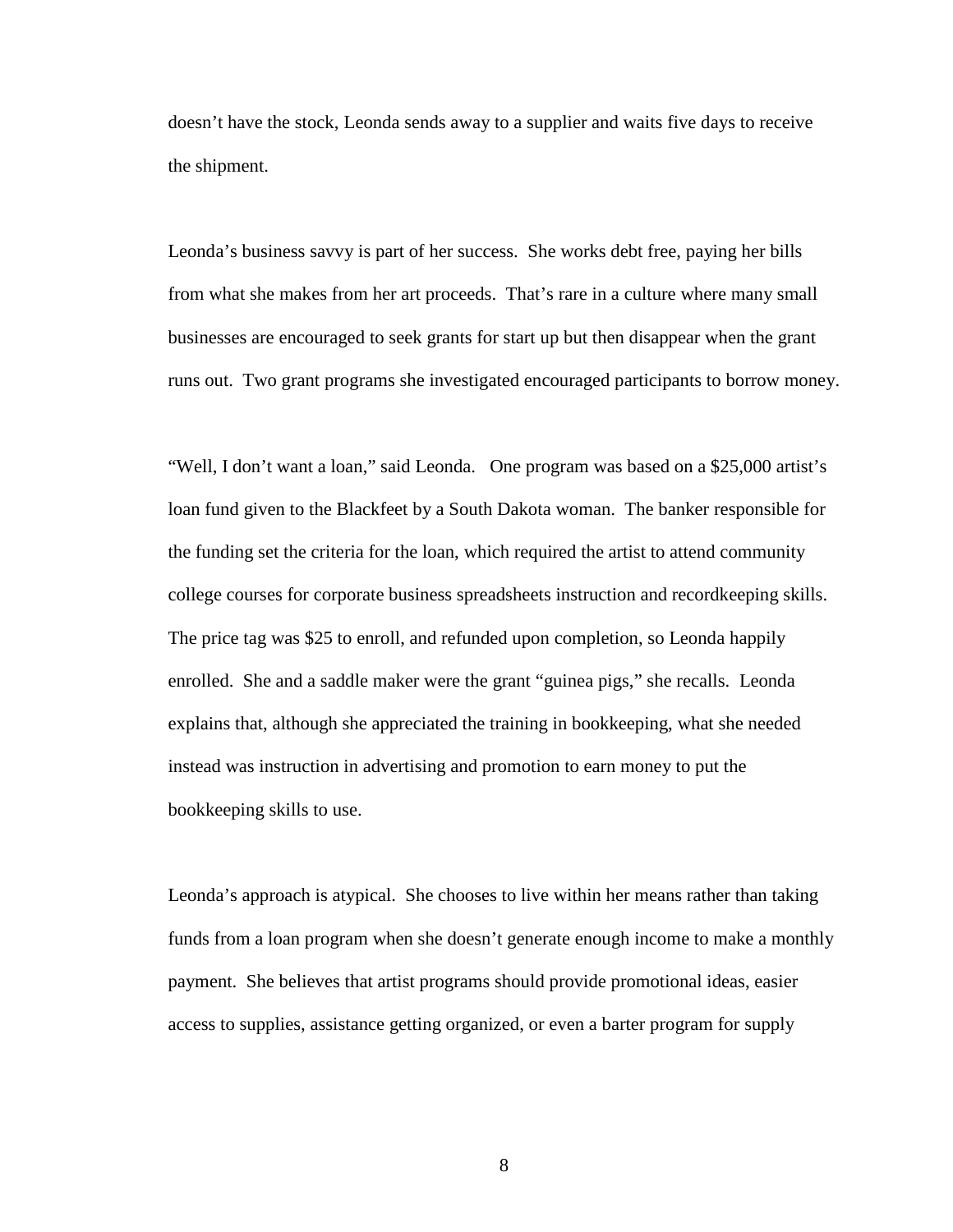doesn't have the stock, Leonda sends away to a supplier and waits five days to receive the shipment.

Leonda's business savvy is part of her success. She works debt free, paying her bills from what she makes from her art proceeds. That's rare in a culture where many small businesses are encouraged to seek grants for start up but then disappear when the grant runs out. Two grant programs she investigated encouraged participants to borrow money.

"Well, I don't want a loan," said Leonda. One program was based on a $25,000 artist's loan fund given to the Blackfeet by a South Dakota woman. The banker responsible for the funding set the criteria for the loan, which required the artist to attend community college courses for corporate business spreadsheets instruction and recordkeeping skills. The price tag was $25 to enroll, and refunded upon completion, so Leonda happily enrolled. She and a saddle maker were the grant "guinea pigs," she recalls. Leonda explains that, although she appreciated the training in bookkeeping, what she needed instead was instruction in advertising and promotion to earn money to put the bookkeeping skills to use.

Leonda's approach is atypical. She chooses to live within her means rather than taking funds from a loan program when she doesn't generate enough income to make a monthly payment. She believes that artist programs should provide promotional ideas, easier access to supplies, assistance getting organized, or even a barter program for supply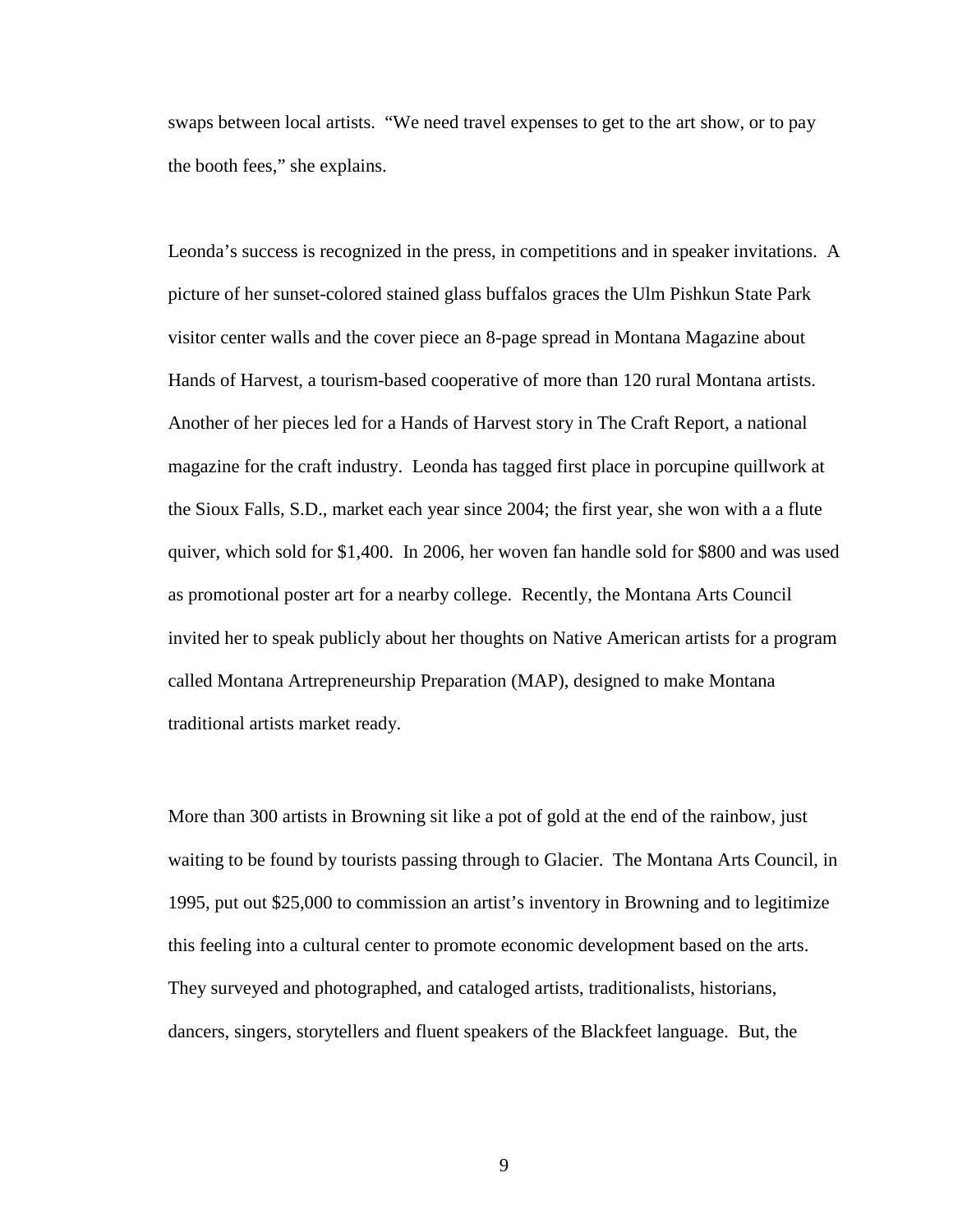swaps between local artists. “We need travel expenses to get to the art show, or to pay the booth fees,” she explains.

Leonda’s success is recognized in the press, in competitions and in speaker invitations. A picture of her sunset-colored stained glass buffalos graces the Ulm Pishkun State Park visitor center walls and the cover piece an 8-page spread in Montana Magazine about Hands of Harvest, a tourism-based cooperative of more than 120 rural Montana artists. Another of her pieces led for a Hands of Harvest story in The Craft Report, a national magazine for the craft industry. Leonda has tagged first place in porcupine quillwork at the Sioux Falls, S.D., market each year since 2004; the first year, she won with a a flute quiver, which sold for $1,400. In 2006, her woven fan handle sold for $800 and was used as promotional poster art for a nearby college. Recently, the Montana Arts Council invited her to speak publicly about her thoughts on Native American artists for a program called Montana Artrepreneurship Preparation (MAP), designed to make Montana traditional artists market ready.

More than 300 artists in Browning sit like a pot of gold at the end of the rainbow, just waiting to be found by tourists passing through to Glacier. The Montana Arts Council, in 1995, put out $25,000 to commission an artist’s inventory in Browning and to legitimize this feeling into a cultural center to promote economic development based on the arts. They surveyed and photographed, and cataloged artists, traditionalists, historians, dancers, singers, storytellers and fluent speakers of the Blackfeet language. But, the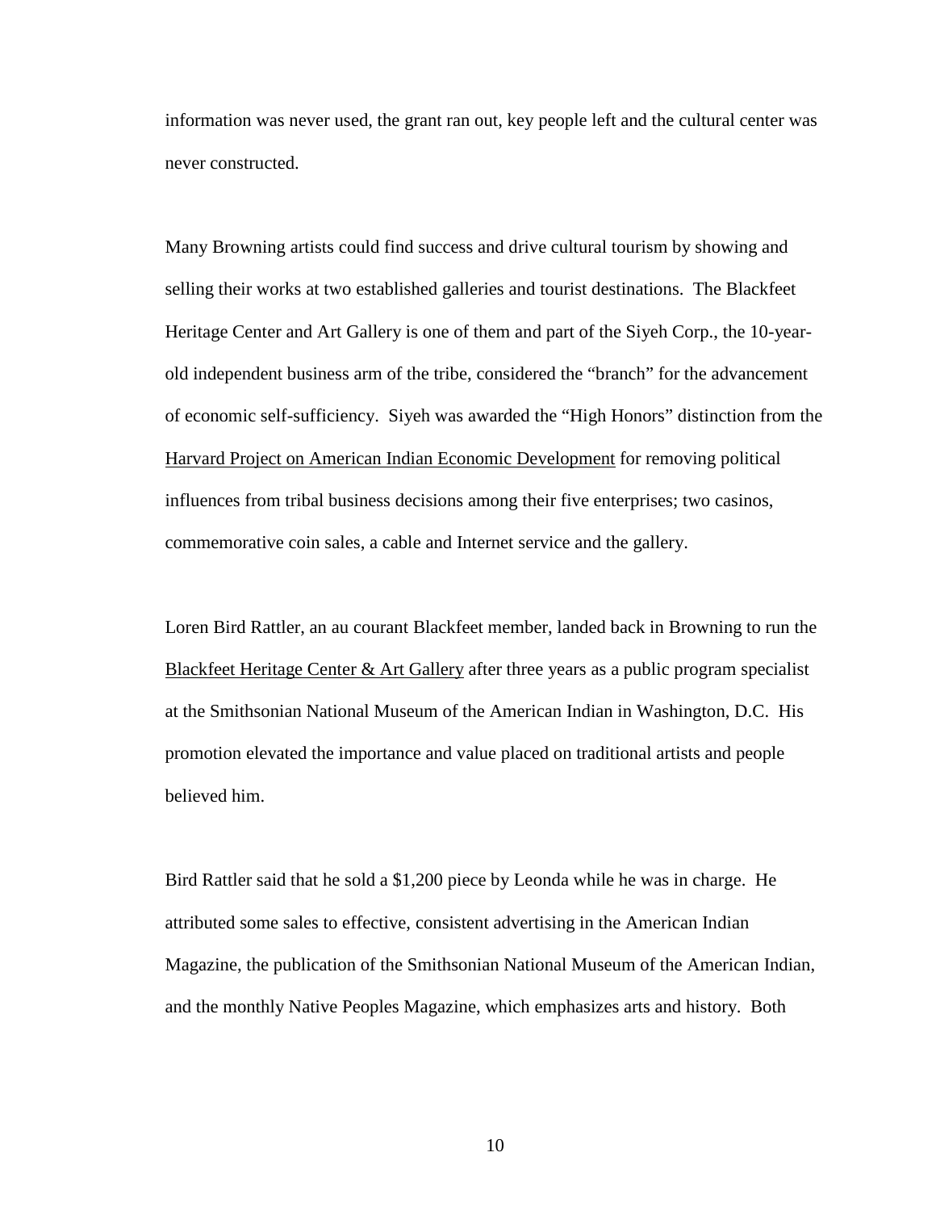information was never used, the grant ran out, key people left and the cultural center was never constructed.

Many Browning artists could find success and drive cultural tourism by showing and selling their works at two established galleries and tourist destinations. The Blackfeet Heritage Center and Art Gallery is one of them and part of the Siyeh Corp., the 10-year-old independent business arm of the tribe, considered the "branch" for the advancement of economic self-sufficiency. Siyeh was awarded the "High Honors" distinction from the Harvard Project on American Indian Economic Development for removing political influences from tribal business decisions among their five enterprises; two casinos, commemorative coin sales, a cable and Internet service and the gallery.

Loren Bird Rattler, an au courant Blackfeet member, landed back in Browning to run the Blackfeet Heritage Center & Art Gallery after three years as a public program specialist at the Smithsonian National Museum of the American Indian in Washington, D.C. His promotion elevated the importance and value placed on traditional artists and people believed him.

Bird Rattler said that he sold a $1,200 piece by Leonda while he was in charge. He attributed some sales to effective, consistent advertising in the American Indian Magazine, the publication of the Smithsonian National Museum of the American Indian, and the monthly Native Peoples Magazine, which emphasizes arts and history. Both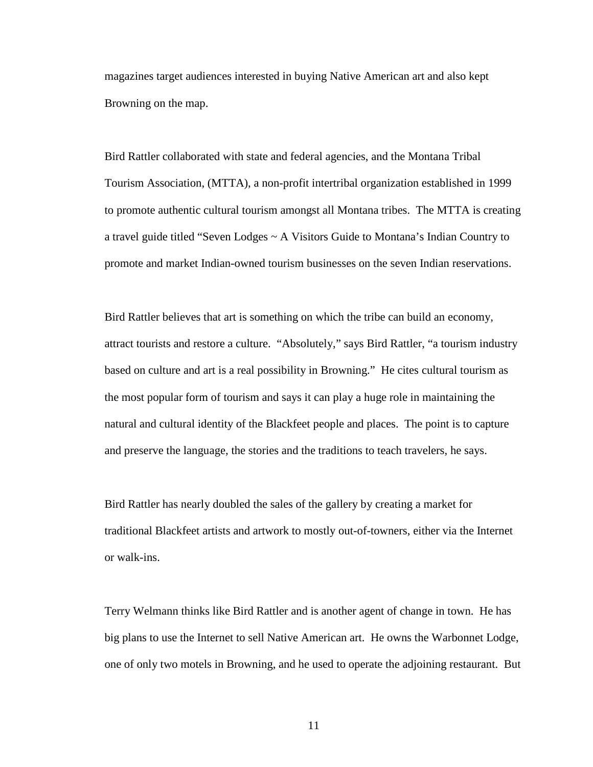magazines target audiences interested in buying Native American art and also kept Browning on the map.

Bird Rattler collaborated with state and federal agencies, and the Montana Tribal Tourism Association, (MTTA), a non-profit intertribal organization established in 1999 to promote authentic cultural tourism amongst all Montana tribes. The MTTA is creating a travel guide titled "Seven Lodges ~ A Visitors Guide to Montana's Indian Country to promote and market Indian-owned tourism businesses on the seven Indian reservations.

Bird Rattler believes that art is something on which the tribe can build an economy, attract tourists and restore a culture. "Absolutely," says Bird Rattler, "a tourism industry based on culture and art is a real possibility in Browning." He cites cultural tourism as the most popular form of tourism and says it can play a huge role in maintaining the natural and cultural identity of the Blackfeet people and places. The point is to capture and preserve the language, the stories and the traditions to teach travelers, he says.

Bird Rattler has nearly doubled the sales of the gallery by creating a market for traditional Blackfeet artists and artwork to mostly out-of-towners, either via the Internet or walk-ins.

Terry Welmann thinks like Bird Rattler and is another agent of change in town. He has big plans to use the Internet to sell Native American art. He owns the Warbonnet Lodge, one of only two motels in Browning, and he used to operate the adjoining restaurant. But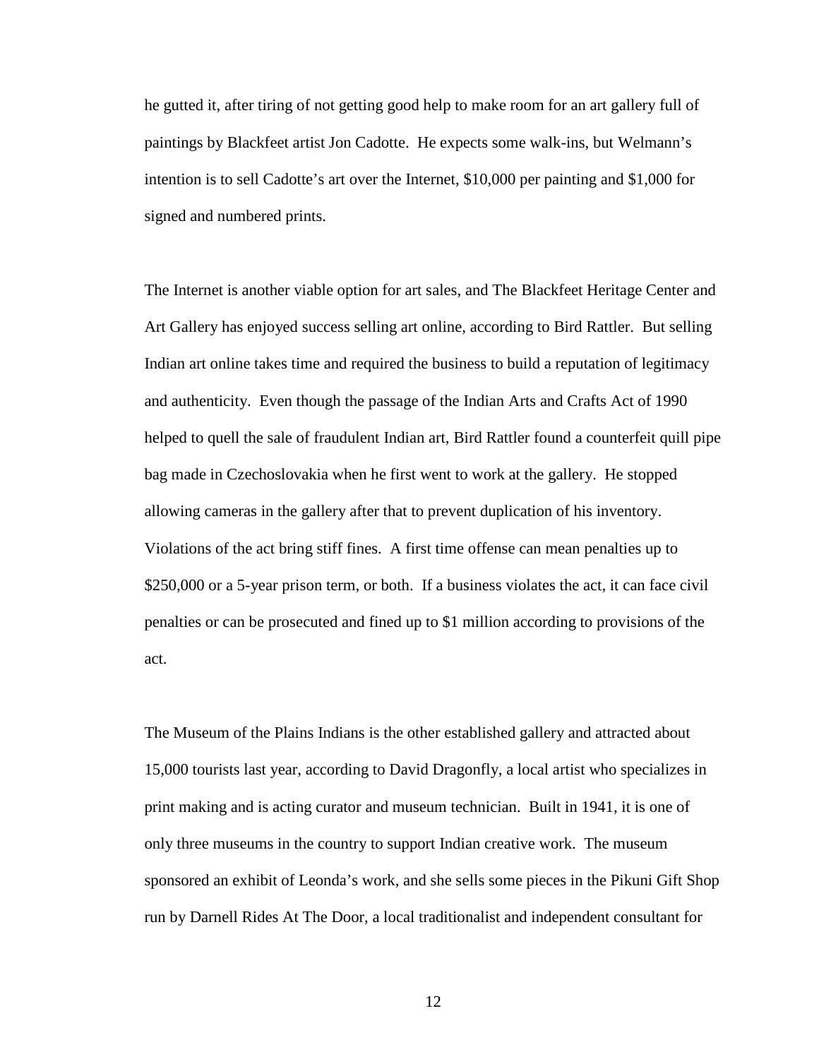he gutted it, after tiring of not getting good help to make room for an art gallery full of paintings by Blackfeet artist Jon Cadotte. He expects some walk-ins, but Welmann's intention is to sell Cadotte's art over the Internet, $10,000 per painting and $1,000 for signed and numbered prints.

The Internet is another viable option for art sales, and The Blackfeet Heritage Center and Art Gallery has enjoyed success selling art online, according to Bird Rattler. But selling Indian art online takes time and required the business to build a reputation of legitimacy and authenticity. Even though the passage of the Indian Arts and Crafts Act of 1990 helped to quell the sale of fraudulent Indian art, Bird Rattler found a counterfeit quill pipe bag made in Czechoslovakia when he first went to work at the gallery. He stopped allowing cameras in the gallery after that to prevent duplication of his inventory. Violations of the act bring stiff fines. A first time offense can mean penalties up to $250,000 or a 5-year prison term, or both. If a business violates the act, it can face civil penalties or can be prosecuted and fined up to $1 million according to provisions of the act.

The Museum of the Plains Indians is the other established gallery and attracted about 15,000 tourists last year, according to David Dragonfly, a local artist who specializes in print making and is acting curator and museum technician. Built in 1941, it is one of only three museums in the country to support Indian creative work. The museum sponsored an exhibit of Leonda's work, and she sells some pieces in the Pikuni Gift Shop run by Darnell Rides At The Door, a local traditionalist and independent consultant for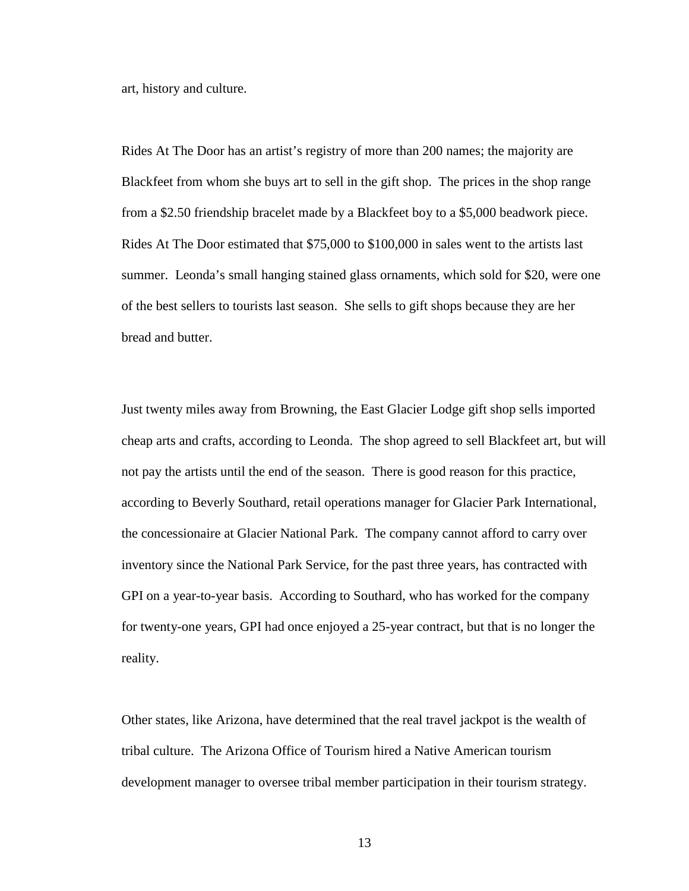art, history and culture.

Rides At The Door has an artist's registry of more than 200 names; the majority are Blackfeet from whom she buys art to sell in the gift shop. The prices in the shop range from a $2.50 friendship bracelet made by a Blackfeet boy to a $5,000 beadwork piece. Rides At The Door estimated that $75,000 to $100,000 in sales went to the artists last summer. Leonda's small hanging stained glass ornaments, which sold for $20, were one of the best sellers to tourists last season. She sells to gift shops because they are her bread and butter.

Just twenty miles away from Browning, the East Glacier Lodge gift shop sells imported cheap arts and crafts, according to Leonda. The shop agreed to sell Blackfeet art, but will not pay the artists until the end of the season. There is good reason for this practice, according to Beverly Southard, retail operations manager for Glacier Park International, the concessionaire at Glacier National Park. The company cannot afford to carry over inventory since the National Park Service, for the past three years, has contracted with GPI on a year-to-year basis. According to Southard, who has worked for the company for twenty-one years, GPI had once enjoyed a 25-year contract, but that is no longer the reality.

Other states, like Arizona, have determined that the real travel jackpot is the wealth of tribal culture. The Arizona Office of Tourism hired a Native American tourism development manager to oversee tribal member participation in their tourism strategy.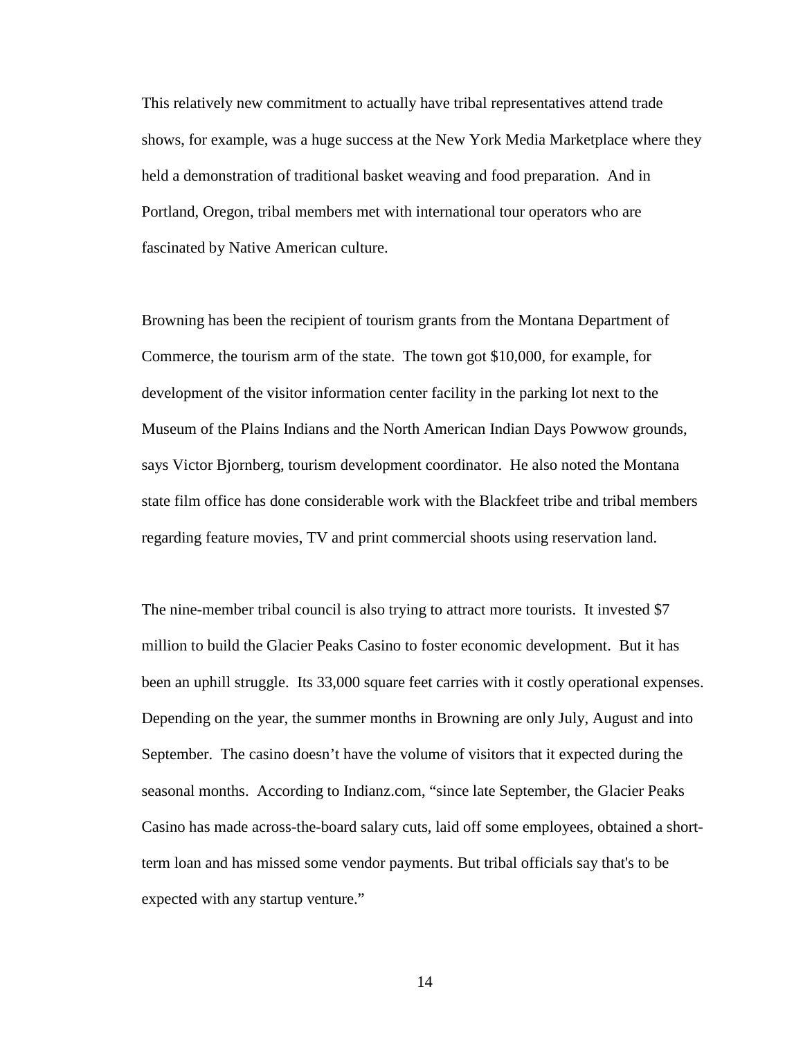This relatively new commitment to actually have tribal representatives attend trade shows, for example, was a huge success at the New York Media Marketplace where they held a demonstration of traditional basket weaving and food preparation. And in Portland, Oregon, tribal members met with international tour operators who are fascinated by Native American culture.

Browning has been the recipient of tourism grants from the Montana Department of Commerce, the tourism arm of the state. The town got $10,000, for example, for development of the visitor information center facility in the parking lot next to the Museum of the Plains Indians and the North American Indian Days Powwow grounds, says Victor Bjornberg, tourism development coordinator. He also noted the Montana state film office has done considerable work with the Blackfeet tribe and tribal members regarding feature movies, TV and print commercial shoots using reservation land.

The nine-member tribal council is also trying to attract more tourists. It invested $7 million to build the Glacier Peaks Casino to foster economic development. But it has been an uphill struggle. Its 33,000 square feet carries with it costly operational expenses. Depending on the year, the summer months in Browning are only July, August and into September. The casino doesn't have the volume of visitors that it expected during the seasonal months. According to Indianz.com, "since late September, the Glacier Peaks Casino has made across-the-board salary cuts, laid off some employees, obtained a short-term loan and has missed some vendor payments. But tribal officials say that's to be expected with any startup venture."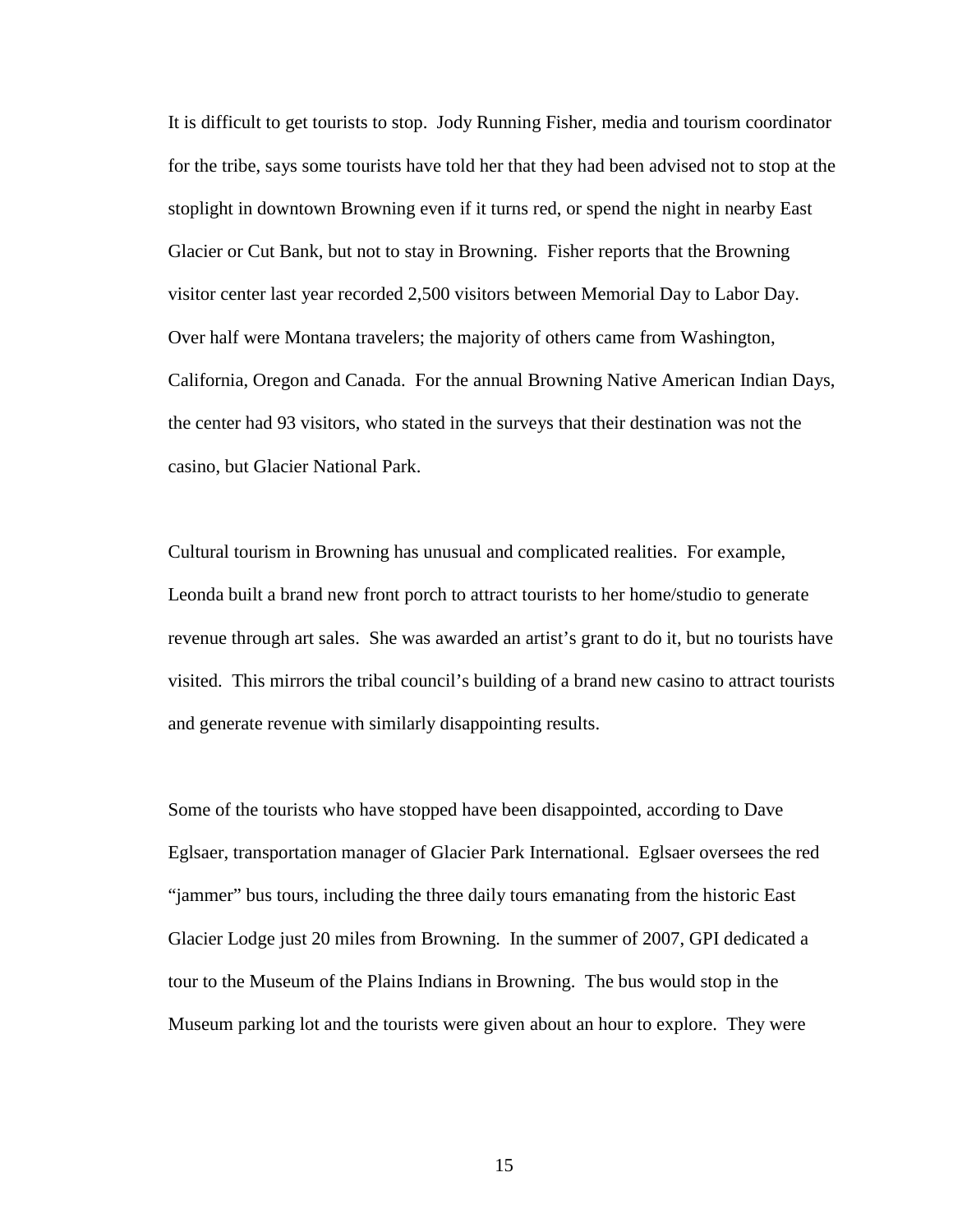It is difficult to get tourists to stop. Jody Running Fisher, media and tourism coordinator for the tribe, says some tourists have told her that they had been advised not to stop at the stoplight in downtown Browning even if it turns red, or spend the night in nearby East Glacier or Cut Bank, but not to stay in Browning. Fisher reports that the Browning visitor center last year recorded 2,500 visitors between Memorial Day to Labor Day. Over half were Montana travelers; the majority of others came from Washington, California, Oregon and Canada. For the annual Browning Native American Indian Days, the center had 93 visitors, who stated in the surveys that their destination was not the casino, but Glacier National Park.

Cultural tourism in Browning has unusual and complicated realities. For example, Leonda built a brand new front porch to attract tourists to her home/studio to generate revenue through art sales. She was awarded an artist's grant to do it, but no tourists have visited. This mirrors the tribal council's building of a brand new casino to attract tourists and generate revenue with similarly disappointing results.

Some of the tourists who have stopped have been disappointed, according to Dave Eglsaer, transportation manager of Glacier Park International. Eglsaer oversees the red "jammer" bus tours, including the three daily tours emanating from the historic East Glacier Lodge just 20 miles from Browning. In the summer of 2007, GPI dedicated a tour to the Museum of the Plains Indians in Browning. The bus would stop in the Museum parking lot and the tourists were given about an hour to explore. They were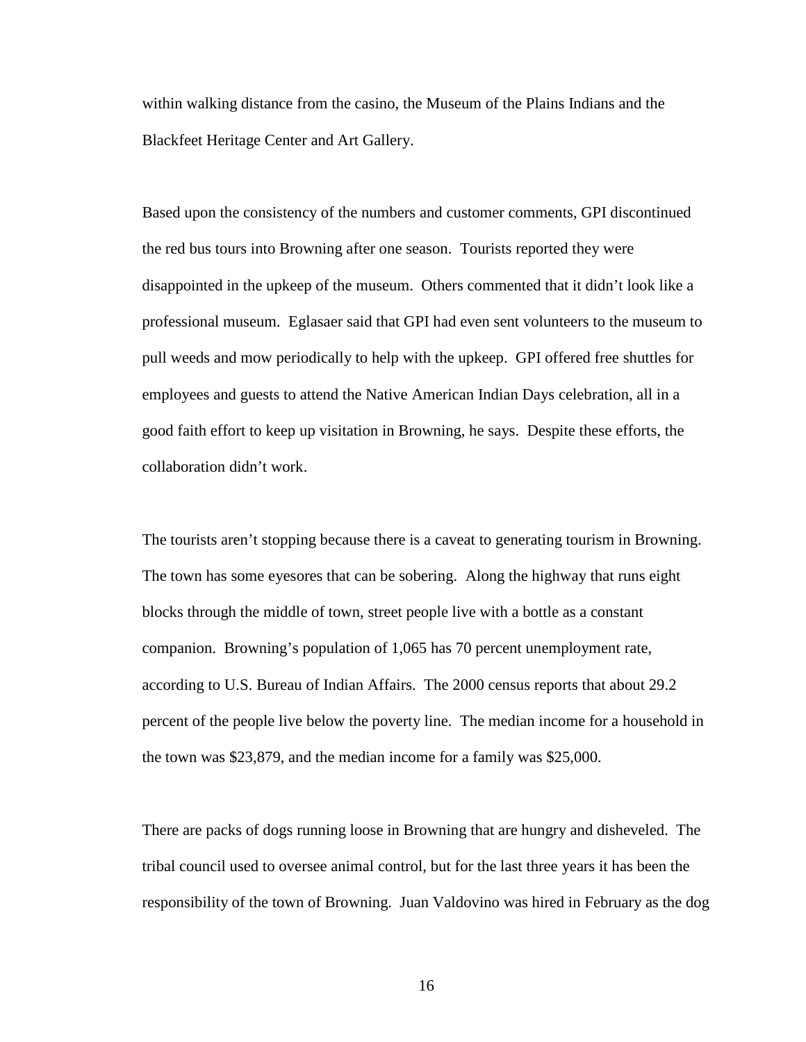within walking distance from the casino, the Museum of the Plains Indians and the Blackfeet Heritage Center and Art Gallery.

Based upon the consistency of the numbers and customer comments, GPI discontinued the red bus tours into Browning after one season. Tourists reported they were disappointed in the upkeep of the museum. Others commented that it didn't look like a professional museum. Eglasaer said that GPI had even sent volunteers to the museum to pull weeds and mow periodically to help with the upkeep. GPI offered free shuttles for employees and guests to attend the Native American Indian Days celebration, all in a good faith effort to keep up visitation in Browning, he says. Despite these efforts, the collaboration didn't work.

The tourists aren't stopping because there is a caveat to generating tourism in Browning. The town has some eyesores that can be sobering. Along the highway that runs eight blocks through the middle of town, street people live with a bottle as a constant companion. Browning's population of 1,065 has 70 percent unemployment rate, according to U.S. Bureau of Indian Affairs. The 2000 census reports that about 29.2 percent of the people live below the poverty line. The median income for a household in the town was $23,879, and the median income for a family was $25,000.

There are packs of dogs running loose in Browning that are hungry and disheveled. The tribal council used to oversee animal control, but for the last three years it has been the responsibility of the town of Browning. Juan Valdovino was hired in February as the dog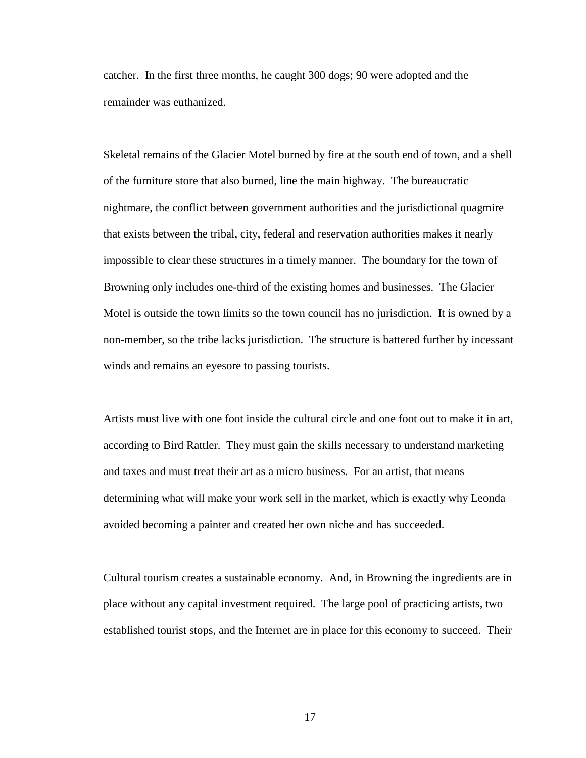catcher. In the first three months, he caught 300 dogs; 90 were adopted and the remainder was euthanized.

Skeletal remains of the Glacier Motel burned by fire at the south end of town, and a shell of the furniture store that also burned, line the main highway. The bureaucratic nightmare, the conflict between government authorities and the jurisdictional quagmire that exists between the tribal, city, federal and reservation authorities makes it nearly impossible to clear these structures in a timely manner. The boundary for the town of Browning only includes one-third of the existing homes and businesses. The Glacier Motel is outside the town limits so the town council has no jurisdiction. It is owned by a non-member, so the tribe lacks jurisdiction. The structure is battered further by incessant winds and remains an eyesore to passing tourists.

Artists must live with one foot inside the cultural circle and one foot out to make it in art, according to Bird Rattler. They must gain the skills necessary to understand marketing and taxes and must treat their art as a micro business. For an artist, that means determining what will make your work sell in the market, which is exactly why Leonda avoided becoming a painter and created her own niche and has succeeded.

Cultural tourism creates a sustainable economy. And, in Browning the ingredients are in place without any capital investment required. The large pool of practicing artists, two established tourist stops, and the Internet are in place for this economy to succeed. Their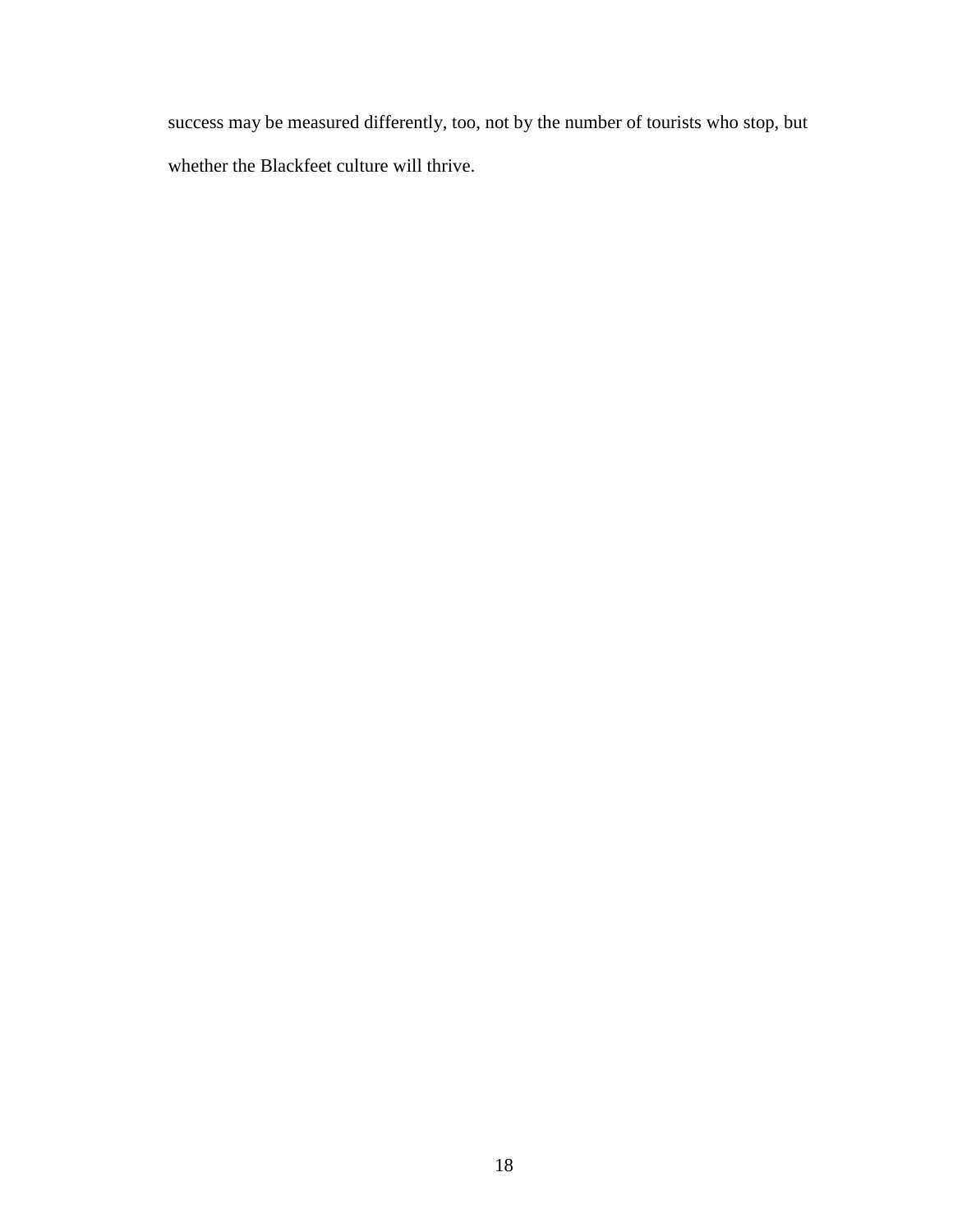success may be measured differently, too, not by the number of tourists who stop, but whether the Blackfeet culture will thrive.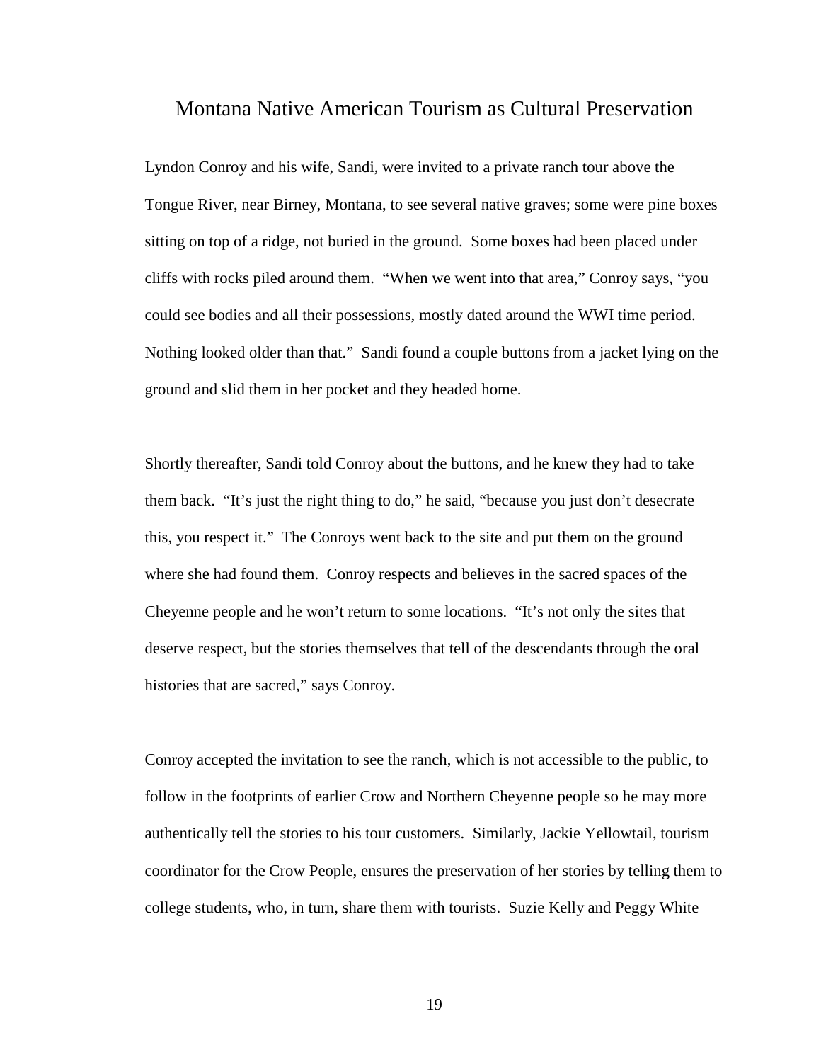# Montana Native American Tourism as Cultural Preservation

Lyndon Conroy and his wife, Sandi, were invited to a private ranch tour above the Tongue River, near Birney, Montana, to see several native graves; some were pine boxes sitting on top of a ridge, not buried in the ground. Some boxes had been placed under cliffs with rocks piled around them. "When we went into that area," Conroy says, "you could see bodies and all their possessions, mostly dated around the WWI time period. Nothing looked older than that." Sandi found a couple buttons from a jacket lying on the ground and slid them in her pocket and they headed home.

Shortly thereafter, Sandi told Conroy about the buttons, and he knew they had to take them back. "It's just the right thing to do," he said, "because you just don't desecrate this, you respect it." The Conroys went back to the site and put them on the ground where she had found them. Conroy respects and believes in the sacred spaces of the Cheyenne people and he won't return to some locations. "It's not only the sites that deserve respect, but the stories themselves that tell of the descendants through the oral histories that are sacred," says Conroy.

Conroy accepted the invitation to see the ranch, which is not accessible to the public, to follow in the footprints of earlier Crow and Northern Cheyenne people so he may more authentically tell the stories to his tour customers. Similarly, Jackie Yellowtail, tourism coordinator for the Crow People, ensures the preservation of her stories by telling them to college students, who, in turn, share them with tourists. Suzie Kelly and Peggy White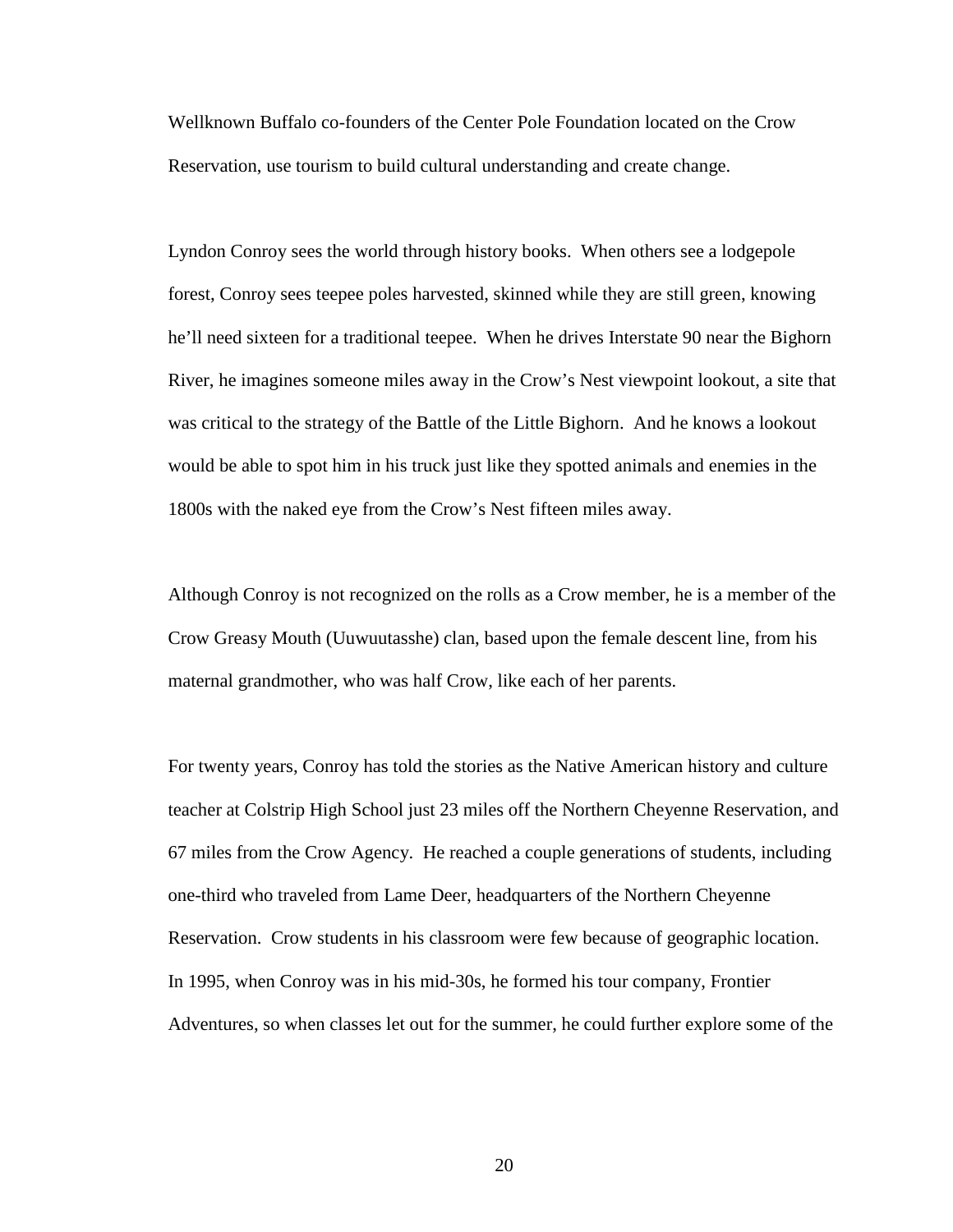Wellknown Buffalo co-founders of the Center Pole Foundation located on the Crow Reservation, use tourism to build cultural understanding and create change.

Lyndon Conroy sees the world through history books. When others see a lodgepole forest, Conroy sees teepee poles harvested, skinned while they are still green, knowing he'll need sixteen for a traditional teepee. When he drives Interstate 90 near the Bighorn River, he imagines someone miles away in the Crow's Nest viewpoint lookout, a site that was critical to the strategy of the Battle of the Little Bighorn. And he knows a lookout would be able to spot him in his truck just like they spotted animals and enemies in the 1800s with the naked eye from the Crow's Nest fifteen miles away.

Although Conroy is not recognized on the rolls as a Crow member, he is a member of the Crow Greasy Mouth (Uuwuutasshe) clan, based upon the female descent line, from his maternal grandmother, who was half Crow, like each of her parents.

For twenty years, Conroy has told the stories as the Native American history and culture teacher at Colstrip High School just 23 miles off the Northern Cheyenne Reservation, and 67 miles from the Crow Agency. He reached a couple generations of students, including one-third who traveled from Lame Deer, headquarters of the Northern Cheyenne Reservation. Crow students in his classroom were few because of geographic location. In 1995, when Conroy was in his mid-30s, he formed his tour company, Frontier Adventures, so when classes let out for the summer, he could further explore some of the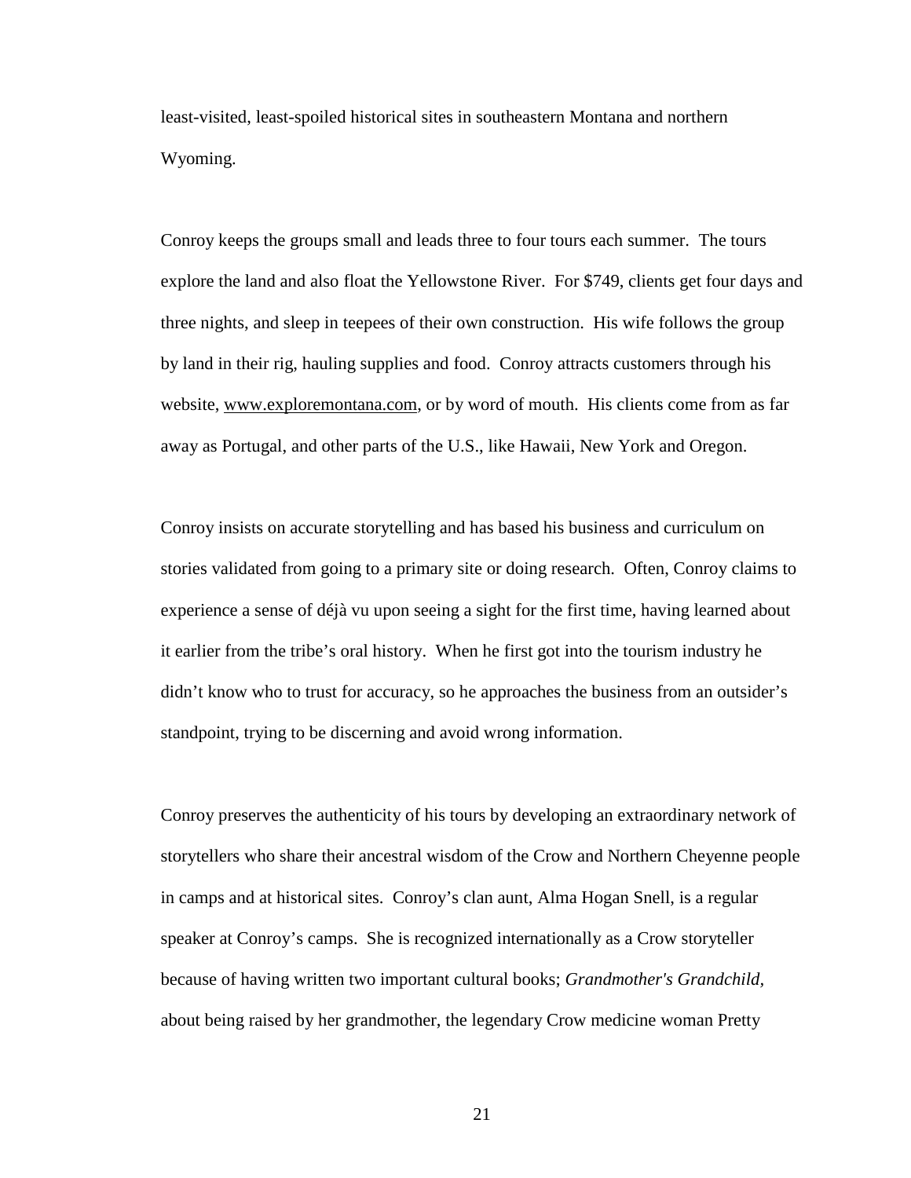least-visited, least-spoiled historical sites in southeastern Montana and northern Wyoming.

Conroy keeps the groups small and leads three to four tours each summer. The tours explore the land and also float the Yellowstone River. For $749, clients get four days and three nights, and sleep in teepees of their own construction. His wife follows the group by land in their rig, hauling supplies and food. Conroy attracts customers through his website, www.exploremontana.com, or by word of mouth. His clients come from as far away as Portugal, and other parts of the U.S., like Hawaii, New York and Oregon.

Conroy insists on accurate storytelling and has based his business and curriculum on stories validated from going to a primary site or doing research. Often, Conroy claims to experience a sense of déjà vu upon seeing a sight for the first time, having learned about it earlier from the tribe's oral history. When he first got into the tourism industry he didn't know who to trust for accuracy, so he approaches the business from an outsider's standpoint, trying to be discerning and avoid wrong information.

Conroy preserves the authenticity of his tours by developing an extraordinary network of storytellers who share their ancestral wisdom of the Crow and Northern Cheyenne people in camps and at historical sites. Conroy's clan aunt, Alma Hogan Snell, is a regular speaker at Conroy's camps. She is recognized internationally as a Crow storyteller because of having written two important cultural books; *Grandmother's Grandchild*, about being raised by her grandmother, the legendary Crow medicine woman Pretty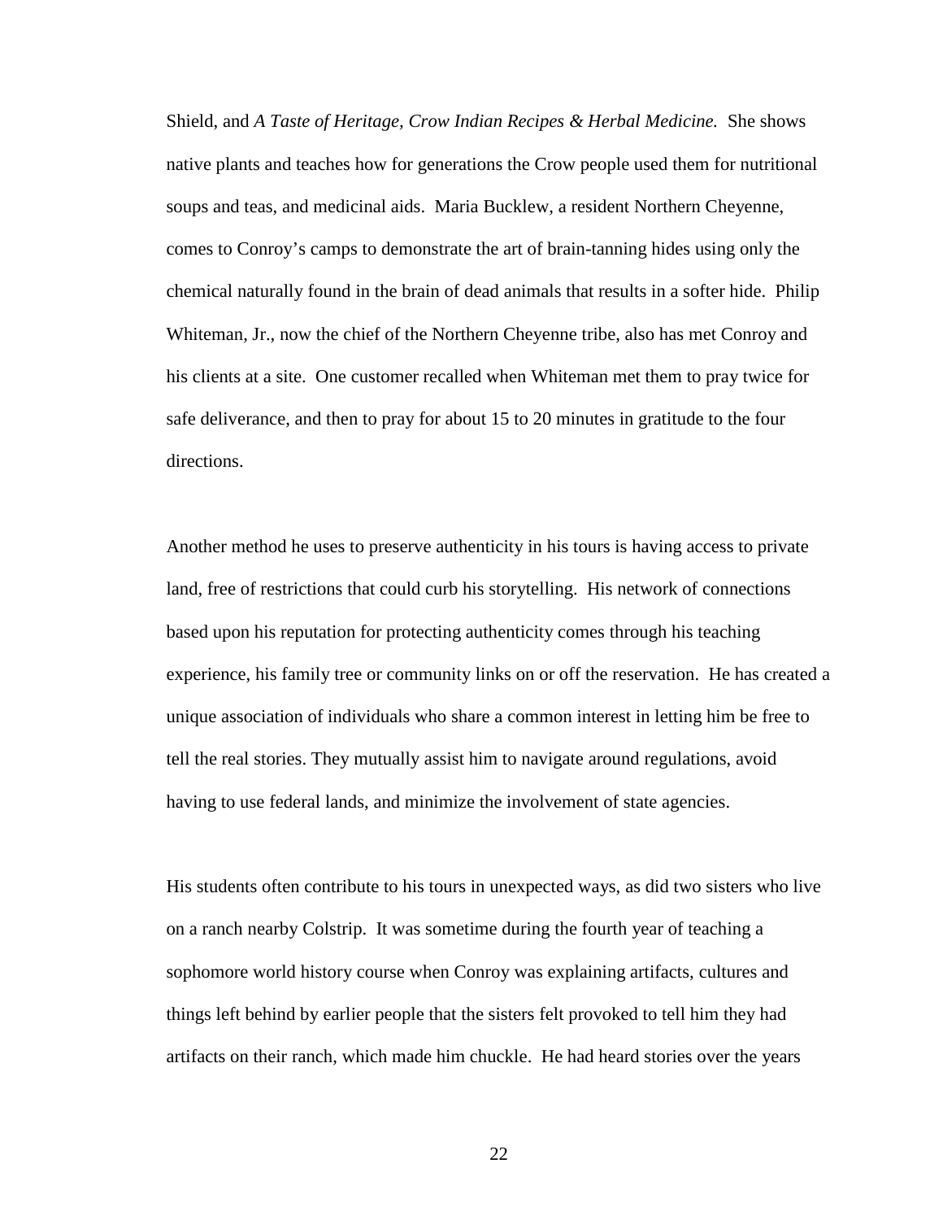Shield, and *A Taste of Heritage, Crow Indian Recipes & Herbal Medicine.* She shows native plants and teaches how for generations the Crow people used them for nutritional soups and teas, and medicinal aids. Maria Bucklew, a resident Northern Cheyenne, comes to Conroy's camps to demonstrate the art of brain-tanning hides using only the chemical naturally found in the brain of dead animals that results in a softer hide. Philip Whiteman, Jr., now the chief of the Northern Cheyenne tribe, also has met Conroy and his clients at a site. One customer recalled when Whiteman met them to pray twice for safe deliverance, and then to pray for about 15 to 20 minutes in gratitude to the four directions.

Another method he uses to preserve authenticity in his tours is having access to private land, free of restrictions that could curb his storytelling. His network of connections based upon his reputation for protecting authenticity comes through his teaching experience, his family tree or community links on or off the reservation. He has created a unique association of individuals who share a common interest in letting him be free to tell the real stories. They mutually assist him to navigate around regulations, avoid having to use federal lands, and minimize the involvement of state agencies.

His students often contribute to his tours in unexpected ways, as did two sisters who live on a ranch nearby Colstrip. It was sometime during the fourth year of teaching a sophomore world history course when Conroy was explaining artifacts, cultures and things left behind by earlier people that the sisters felt provoked to tell him they had artifacts on their ranch, which made him chuckle. He had heard stories over the years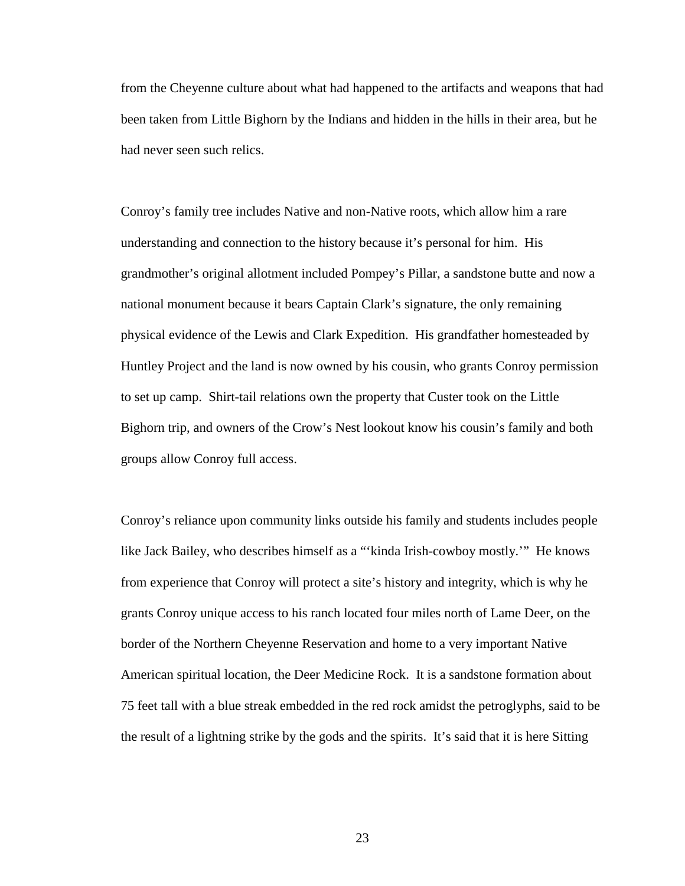from the Cheyenne culture about what had happened to the artifacts and weapons that had been taken from Little Bighorn by the Indians and hidden in the hills in their area, but he had never seen such relics.

Conroy's family tree includes Native and non-Native roots, which allow him a rare understanding and connection to the history because it's personal for him. His grandmother's original allotment included Pompey's Pillar, a sandstone butte and now a national monument because it bears Captain Clark's signature, the only remaining physical evidence of the Lewis and Clark Expedition. His grandfather homesteaded by Huntley Project and the land is now owned by his cousin, who grants Conroy permission to set up camp. Shirt-tail relations own the property that Custer took on the Little Bighorn trip, and owners of the Crow's Nest lookout know his cousin's family and both groups allow Conroy full access.

Conroy's reliance upon community links outside his family and students includes people like Jack Bailey, who describes himself as a "'kinda Irish-cowboy mostly.'" He knows from experience that Conroy will protect a site's history and integrity, which is why he grants Conroy unique access to his ranch located four miles north of Lame Deer, on the border of the Northern Cheyenne Reservation and home to a very important Native American spiritual location, the Deer Medicine Rock. It is a sandstone formation about 75 feet tall with a blue streak embedded in the red rock amidst the petroglyphs, said to be the result of a lightning strike by the gods and the spirits. It's said that it is here Sitting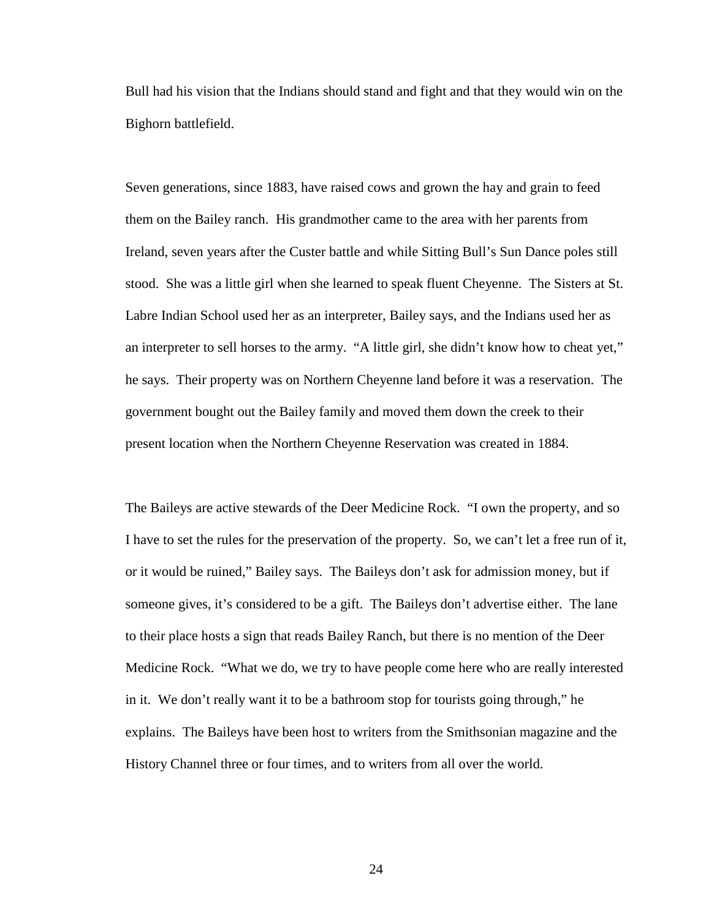Bull had his vision that the Indians should stand and fight and that they would win on the Bighorn battlefield.

Seven generations, since 1883, have raised cows and grown the hay and grain to feed them on the Bailey ranch. His grandmother came to the area with her parents from Ireland, seven years after the Custer battle and while Sitting Bull's Sun Dance poles still stood. She was a little girl when she learned to speak fluent Cheyenne. The Sisters at St. Labre Indian School used her as an interpreter, Bailey says, and the Indians used her as an interpreter to sell horses to the army. "A little girl, she didn't know how to cheat yet," he says. Their property was on Northern Cheyenne land before it was a reservation. The government bought out the Bailey family and moved them down the creek to their present location when the Northern Cheyenne Reservation was created in 1884.

The Baileys are active stewards of the Deer Medicine Rock. "I own the property, and so I have to set the rules for the preservation of the property. So, we can't let a free run of it, or it would be ruined," Bailey says. The Baileys don't ask for admission money, but if someone gives, it's considered to be a gift. The Baileys don't advertise either. The lane to their place hosts a sign that reads Bailey Ranch, but there is no mention of the Deer Medicine Rock. "What we do, we try to have people come here who are really interested in it. We don't really want it to be a bathroom stop for tourists going through," he explains. The Baileys have been host to writers from the Smithsonian magazine and the History Channel three or four times, and to writers from all over the world.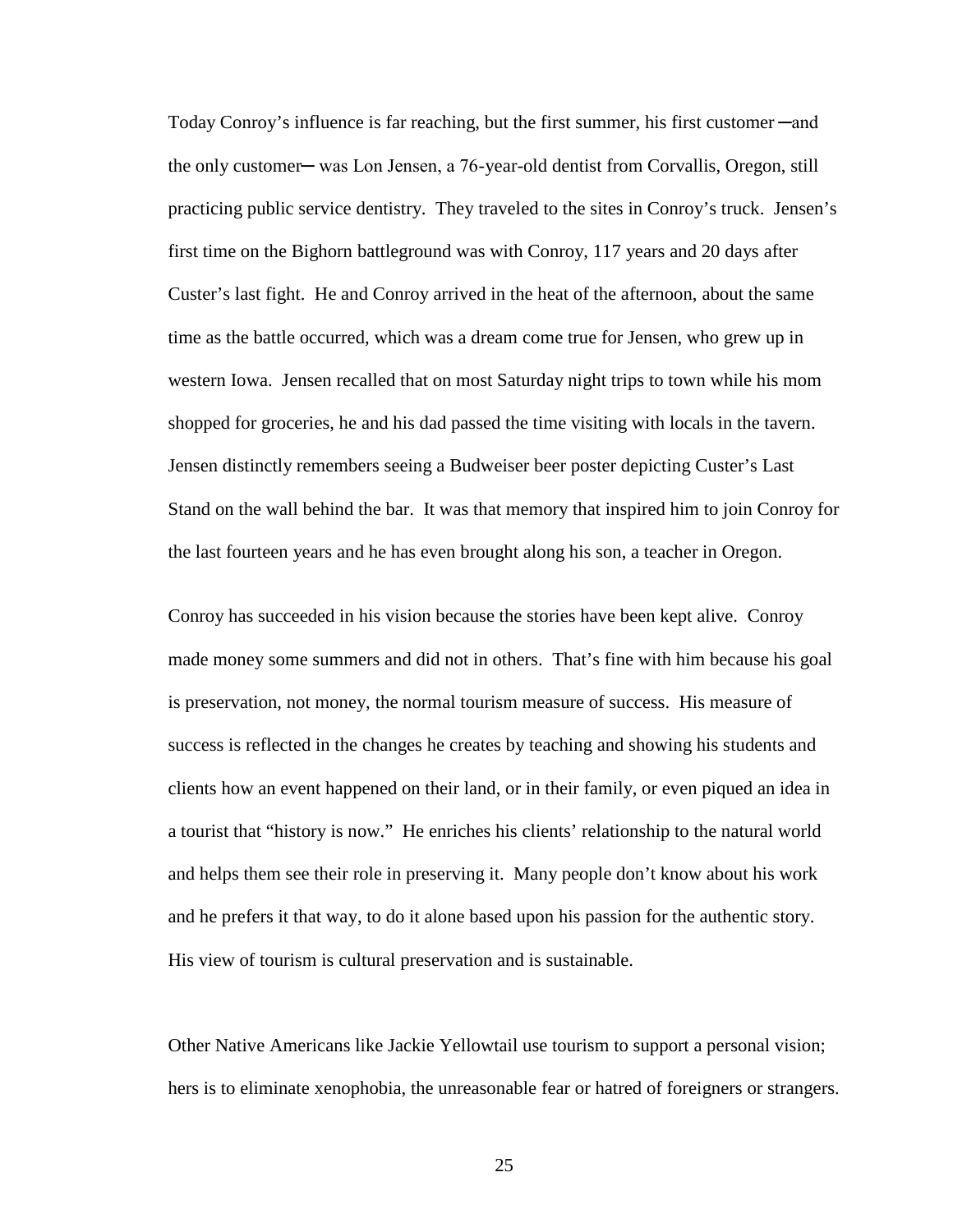Today Conroy's influence is far reaching, but the first summer, his first customer ─and the only customer─ was Lon Jensen, a 76-year-old dentist from Corvallis, Oregon, still practicing public service dentistry. They traveled to the sites in Conroy's truck. Jensen's first time on the Bighorn battleground was with Conroy, 117 years and 20 days after Custer's last fight. He and Conroy arrived in the heat of the afternoon, about the same time as the battle occurred, which was a dream come true for Jensen, who grew up in western Iowa. Jensen recalled that on most Saturday night trips to town while his mom shopped for groceries, he and his dad passed the time visiting with locals in the tavern. Jensen distinctly remembers seeing a Budweiser beer poster depicting Custer's Last Stand on the wall behind the bar. It was that memory that inspired him to join Conroy for the last fourteen years and he has even brought along his son, a teacher in Oregon.

Conroy has succeeded in his vision because the stories have been kept alive. Conroy made money some summers and did not in others. That's fine with him because his goal is preservation, not money, the normal tourism measure of success. His measure of success is reflected in the changes he creates by teaching and showing his students and clients how an event happened on their land, or in their family, or even piqued an idea in a tourist that "history is now." He enriches his clients' relationship to the natural world and helps them see their role in preserving it. Many people don't know about his work and he prefers it that way, to do it alone based upon his passion for the authentic story. His view of tourism is cultural preservation and is sustainable.

Other Native Americans like Jackie Yellowtail use tourism to support a personal vision; hers is to eliminate xenophobia, the unreasonable fear or hatred of foreigners or strangers.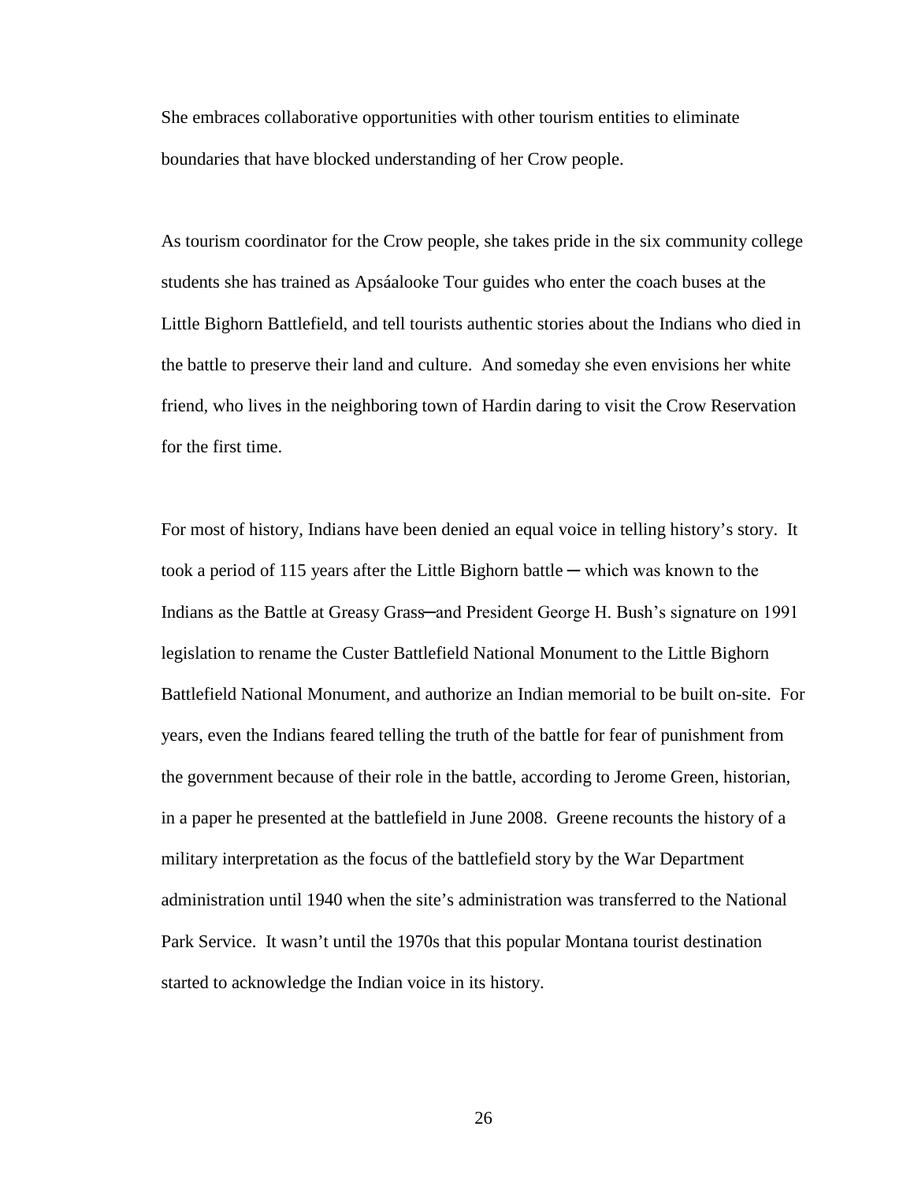She embraces collaborative opportunities with other tourism entities to eliminate boundaries that have blocked understanding of her Crow people.

As tourism coordinator for the Crow people, she takes pride in the six community college students she has trained as Apsáalooke Tour guides who enter the coach buses at the Little Bighorn Battlefield, and tell tourists authentic stories about the Indians who died in the battle to preserve their land and culture. And someday she even envisions her white friend, who lives in the neighboring town of Hardin daring to visit the Crow Reservation for the first time.

For most of history, Indians have been denied an equal voice in telling history's story. It took a period of 115 years after the Little Bighorn battle ─ which was known to the Indians as the Battle at Greasy Grass─and President George H. Bush's signature on 1991 legislation to rename the Custer Battlefield National Monument to the Little Bighorn Battlefield National Monument, and authorize an Indian memorial to be built on-site. For years, even the Indians feared telling the truth of the battle for fear of punishment from the government because of their role in the battle, according to Jerome Green, historian, in a paper he presented at the battlefield in June 2008. Greene recounts the history of a military interpretation as the focus of the battlefield story by the War Department administration until 1940 when the site's administration was transferred to the National Park Service. It wasn't until the 1970s that this popular Montana tourist destination started to acknowledge the Indian voice in its history.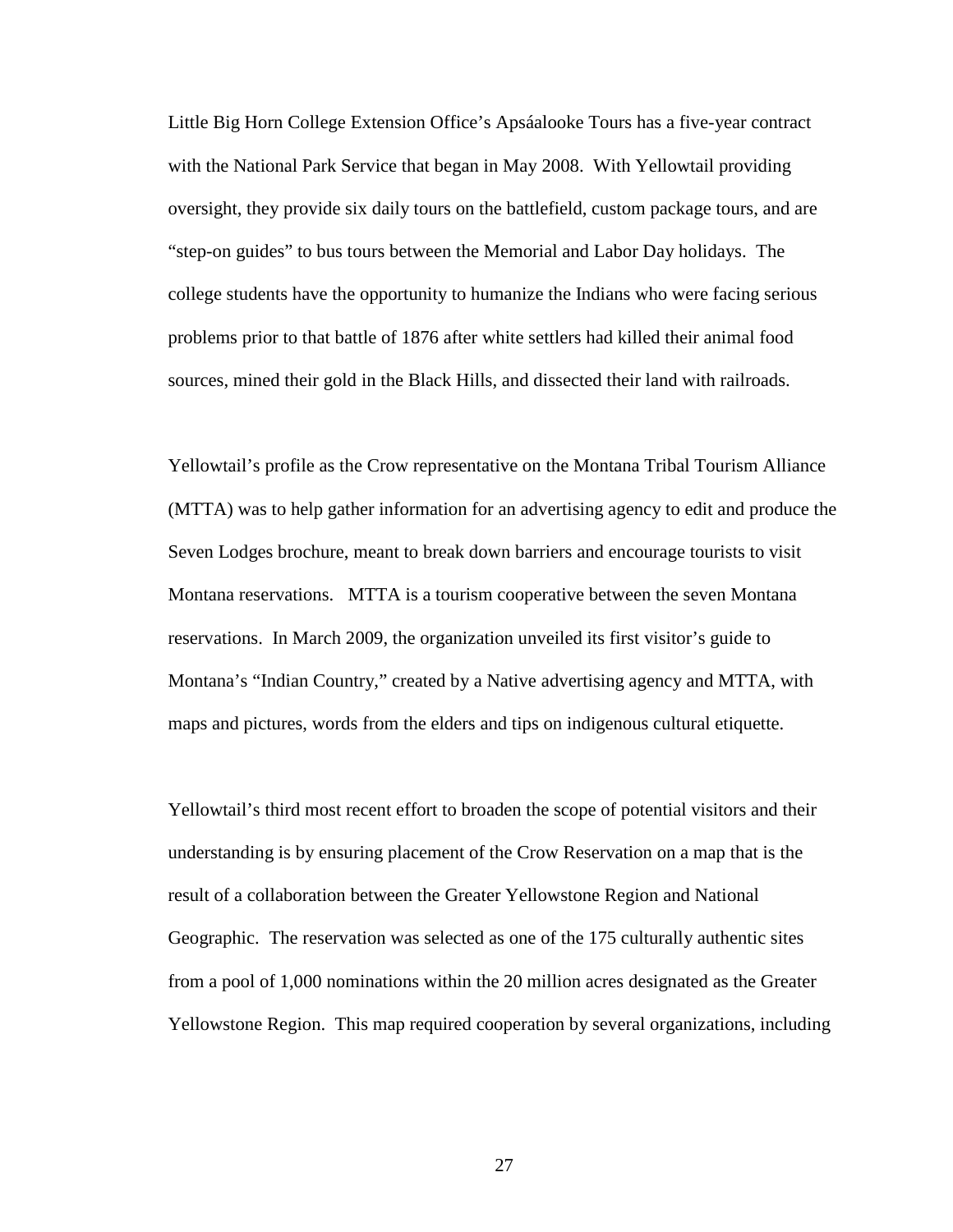Little Big Horn College Extension Office's Apsáalooke Tours has a five-year contract with the National Park Service that began in May 2008. With Yellowtail providing oversight, they provide six daily tours on the battlefield, custom package tours, and are "step-on guides" to bus tours between the Memorial and Labor Day holidays. The college students have the opportunity to humanize the Indians who were facing serious problems prior to that battle of 1876 after white settlers had killed their animal food sources, mined their gold in the Black Hills, and dissected their land with railroads.

Yellowtail's profile as the Crow representative on the Montana Tribal Tourism Alliance (MTTA) was to help gather information for an advertising agency to edit and produce the Seven Lodges brochure, meant to break down barriers and encourage tourists to visit Montana reservations. MTTA is a tourism cooperative between the seven Montana reservations. In March 2009, the organization unveiled its first visitor's guide to Montana's "Indian Country," created by a Native advertising agency and MTTA, with maps and pictures, words from the elders and tips on indigenous cultural etiquette.

Yellowtail's third most recent effort to broaden the scope of potential visitors and their understanding is by ensuring placement of the Crow Reservation on a map that is the result of a collaboration between the Greater Yellowstone Region and National Geographic. The reservation was selected as one of the 175 culturally authentic sites from a pool of 1,000 nominations within the 20 million acres designated as the Greater Yellowstone Region. This map required cooperation by several organizations, including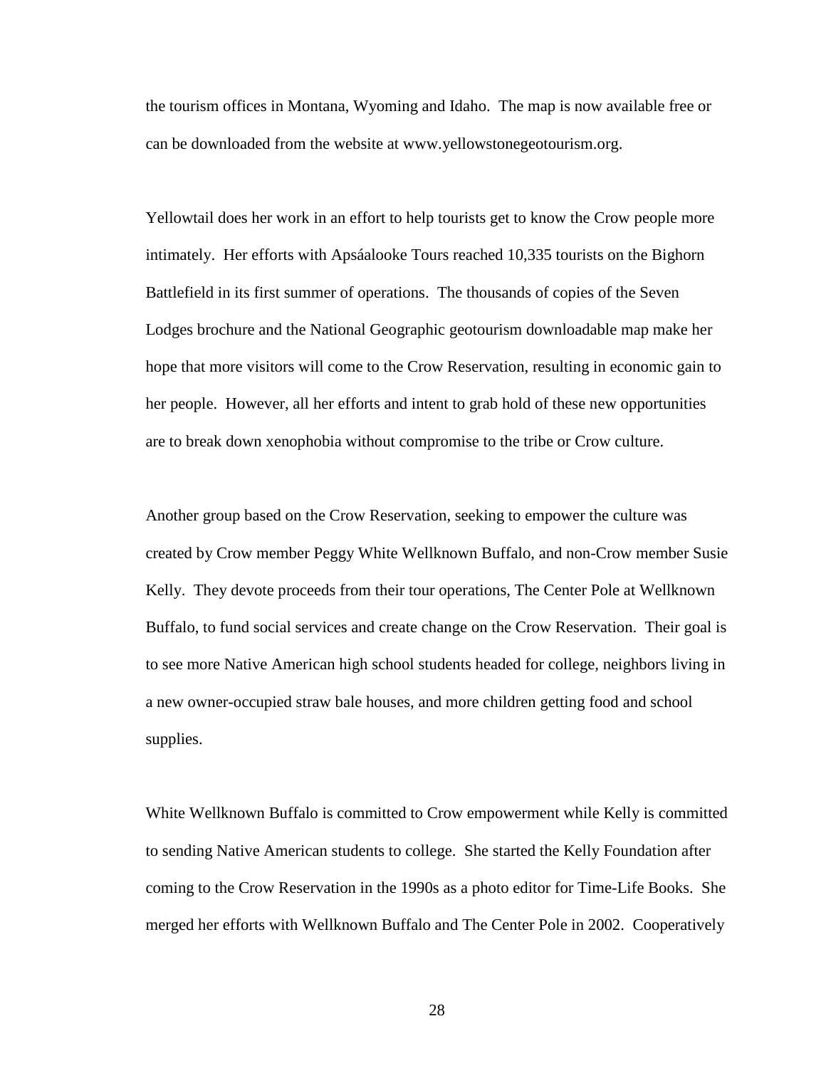the tourism offices in Montana, Wyoming and Idaho. The map is now available free or can be downloaded from the website at www.yellowstonegeotourism.org.

Yellowtail does her work in an effort to help tourists get to know the Crow people more intimately. Her efforts with Apsáalooke Tours reached 10,335 tourists on the Bighorn Battlefield in its first summer of operations. The thousands of copies of the Seven Lodges brochure and the National Geographic geotourism downloadable map make her hope that more visitors will come to the Crow Reservation, resulting in economic gain to her people. However, all her efforts and intent to grab hold of these new opportunities are to break down xenophobia without compromise to the tribe or Crow culture.

Another group based on the Crow Reservation, seeking to empower the culture was created by Crow member Peggy White Wellknown Buffalo, and non-Crow member Susie Kelly. They devote proceeds from their tour operations, The Center Pole at Wellknown Buffalo, to fund social services and create change on the Crow Reservation. Their goal is to see more Native American high school students headed for college, neighbors living in a new owner-occupied straw bale houses, and more children getting food and school supplies.

White Wellknown Buffalo is committed to Crow empowerment while Kelly is committed to sending Native American students to college. She started the Kelly Foundation after coming to the Crow Reservation in the 1990s as a photo editor for Time-Life Books. She merged her efforts with Wellknown Buffalo and The Center Pole in 2002. Cooperatively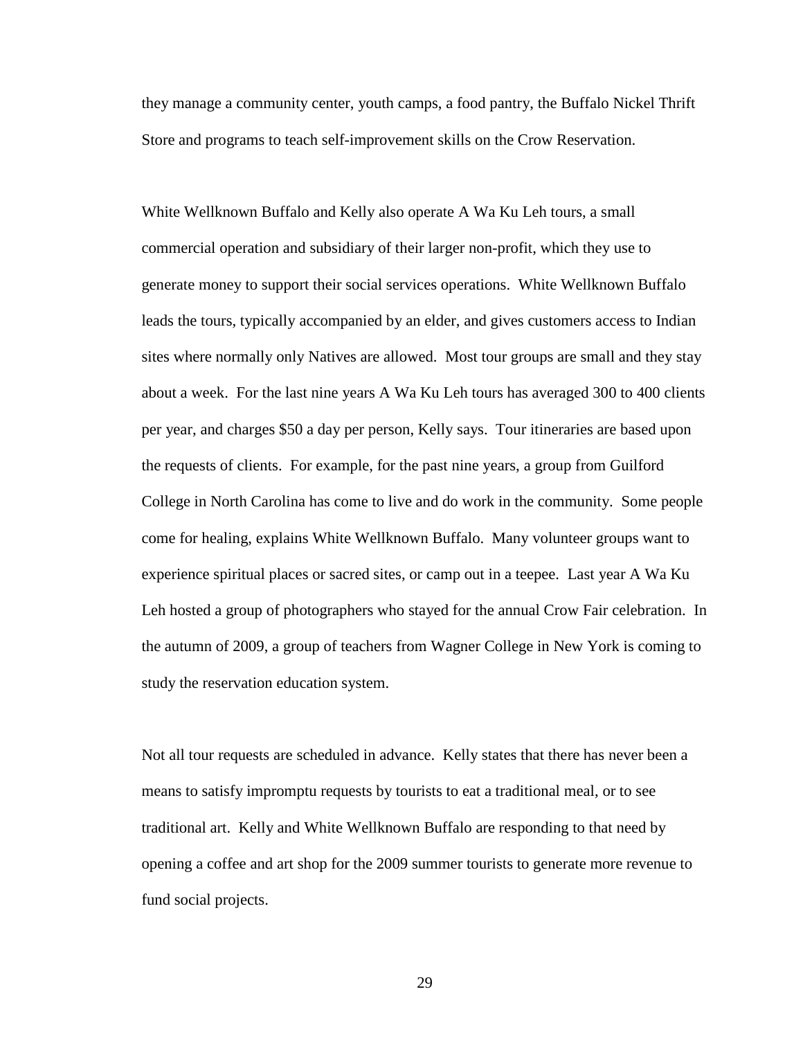they manage a community center, youth camps, a food pantry, the Buffalo Nickel Thrift Store and programs to teach self-improvement skills on the Crow Reservation.

White Wellknown Buffalo and Kelly also operate A Wa Ku Leh tours, a small commercial operation and subsidiary of their larger non-profit, which they use to generate money to support their social services operations. White Wellknown Buffalo leads the tours, typically accompanied by an elder, and gives customers access to Indian sites where normally only Natives are allowed. Most tour groups are small and they stay about a week. For the last nine years A Wa Ku Leh tours has averaged 300 to 400 clients per year, and charges $50 a day per person, Kelly says. Tour itineraries are based upon the requests of clients. For example, for the past nine years, a group from Guilford College in North Carolina has come to live and do work in the community. Some people come for healing, explains White Wellknown Buffalo. Many volunteer groups want to experience spiritual places or sacred sites, or camp out in a teepee. Last year A Wa Ku Leh hosted a group of photographers who stayed for the annual Crow Fair celebration. In the autumn of 2009, a group of teachers from Wagner College in New York is coming to study the reservation education system.

Not all tour requests are scheduled in advance. Kelly states that there has never been a means to satisfy impromptu requests by tourists to eat a traditional meal, or to see traditional art. Kelly and White Wellknown Buffalo are responding to that need by opening a coffee and art shop for the 2009 summer tourists to generate more revenue to fund social projects.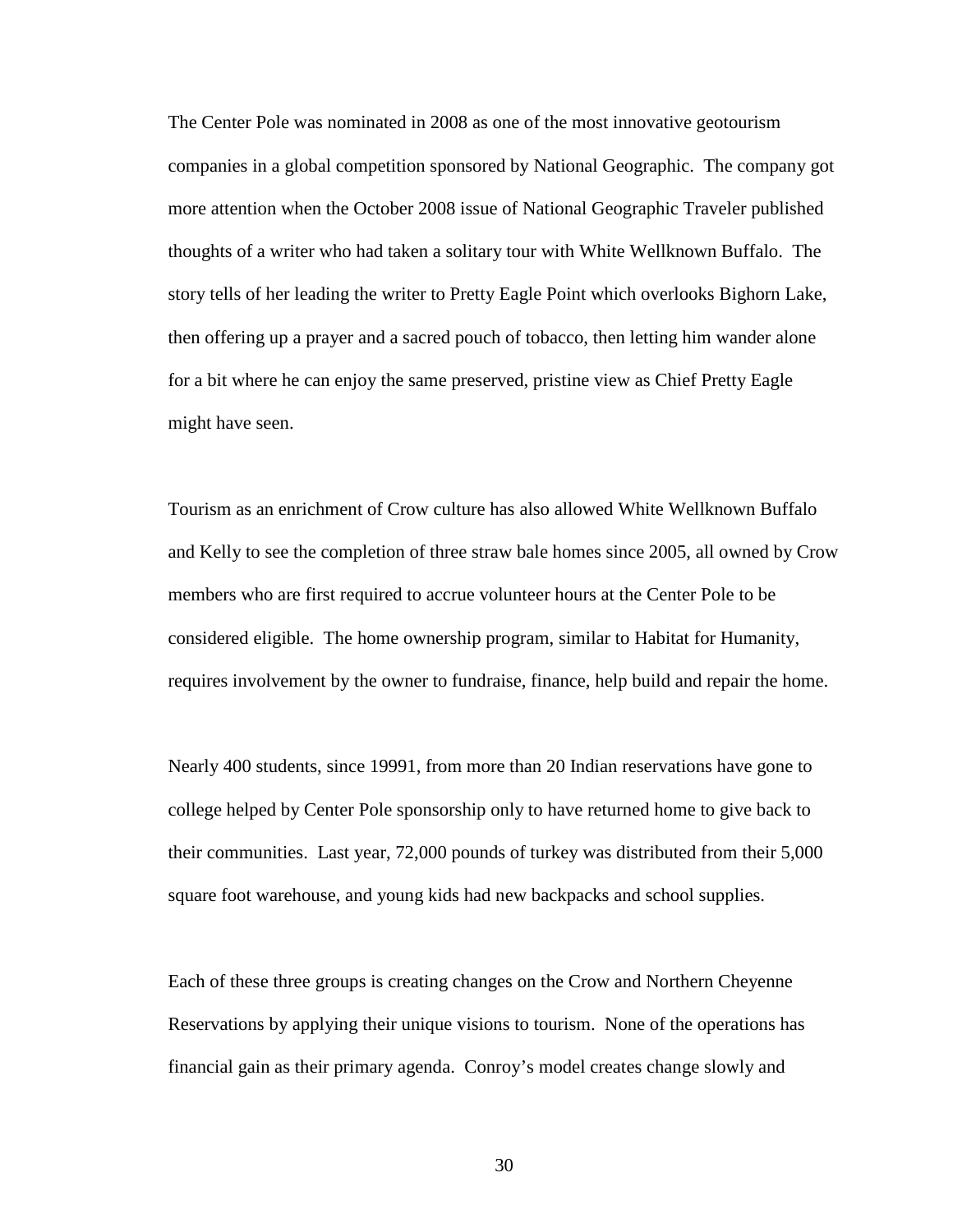The Center Pole was nominated in 2008 as one of the most innovative geotourism companies in a global competition sponsored by National Geographic. The company got more attention when the October 2008 issue of National Geographic Traveler published thoughts of a writer who had taken a solitary tour with White Wellknown Buffalo. The story tells of her leading the writer to Pretty Eagle Point which overlooks Bighorn Lake, then offering up a prayer and a sacred pouch of tobacco, then letting him wander alone for a bit where he can enjoy the same preserved, pristine view as Chief Pretty Eagle might have seen.

Tourism as an enrichment of Crow culture has also allowed White Wellknown Buffalo and Kelly to see the completion of three straw bale homes since 2005, all owned by Crow members who are first required to accrue volunteer hours at the Center Pole to be considered eligible. The home ownership program, similar to Habitat for Humanity, requires involvement by the owner to fundraise, finance, help build and repair the home.

Nearly 400 students, since 19991, from more than 20 Indian reservations have gone to college helped by Center Pole sponsorship only to have returned home to give back to their communities. Last year, 72,000 pounds of turkey was distributed from their 5,000 square foot warehouse, and young kids had new backpacks and school supplies.

Each of these three groups is creating changes on the Crow and Northern Cheyenne Reservations by applying their unique visions to tourism. None of the operations has financial gain as their primary agenda. Conroy's model creates change slowly and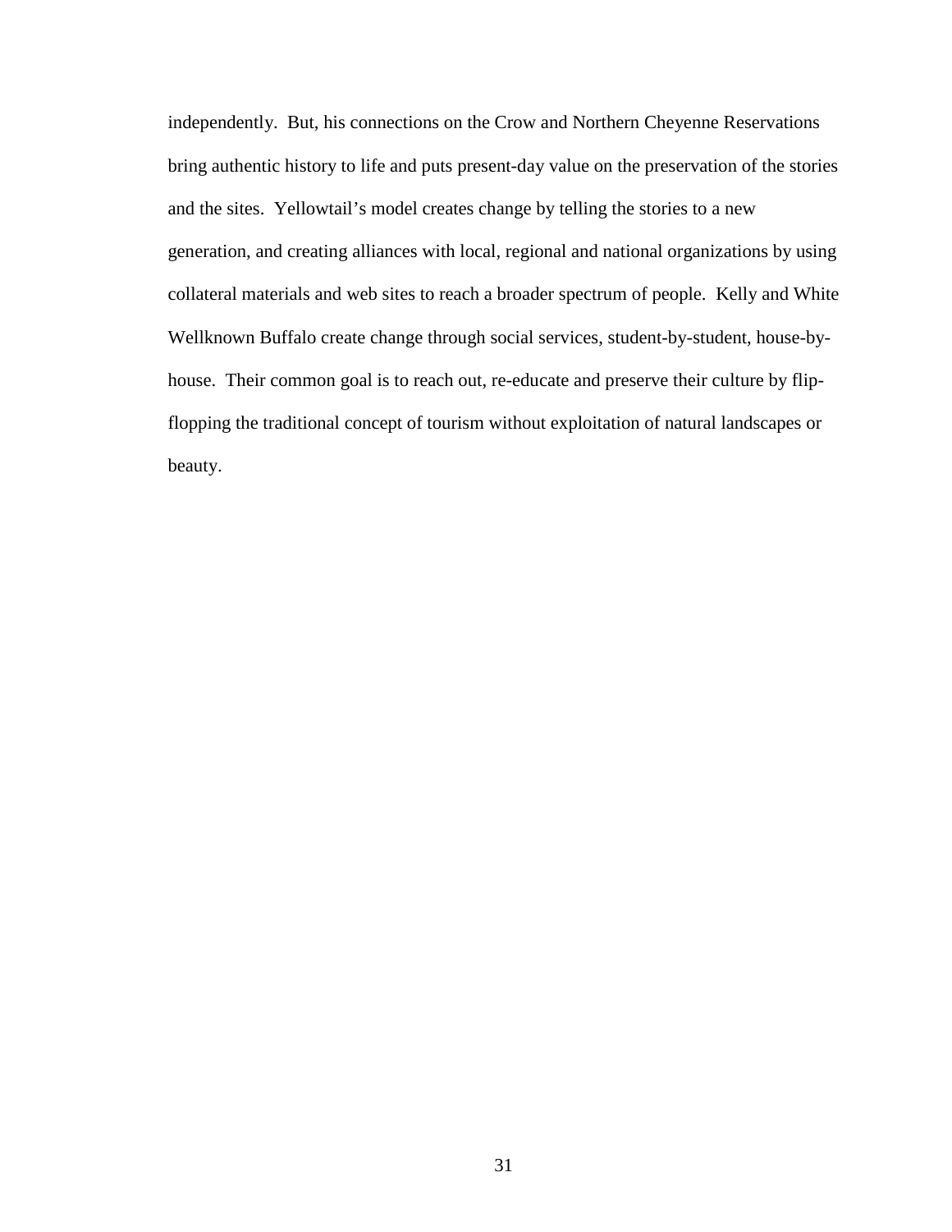independently. But, his connections on the Crow and Northern Cheyenne Reservations bring authentic history to life and puts present-day value on the preservation of the stories and the sites. Yellowtail's model creates change by telling the stories to a new generation, and creating alliances with local, regional and national organizations by using collateral materials and web sites to reach a broader spectrum of people. Kelly and White Wellknown Buffalo create change through social services, student-by-student, house-by-house. Their common goal is to reach out, re-educate and preserve their culture by flip-flopping the traditional concept of tourism without exploitation of natural landscapes or beauty.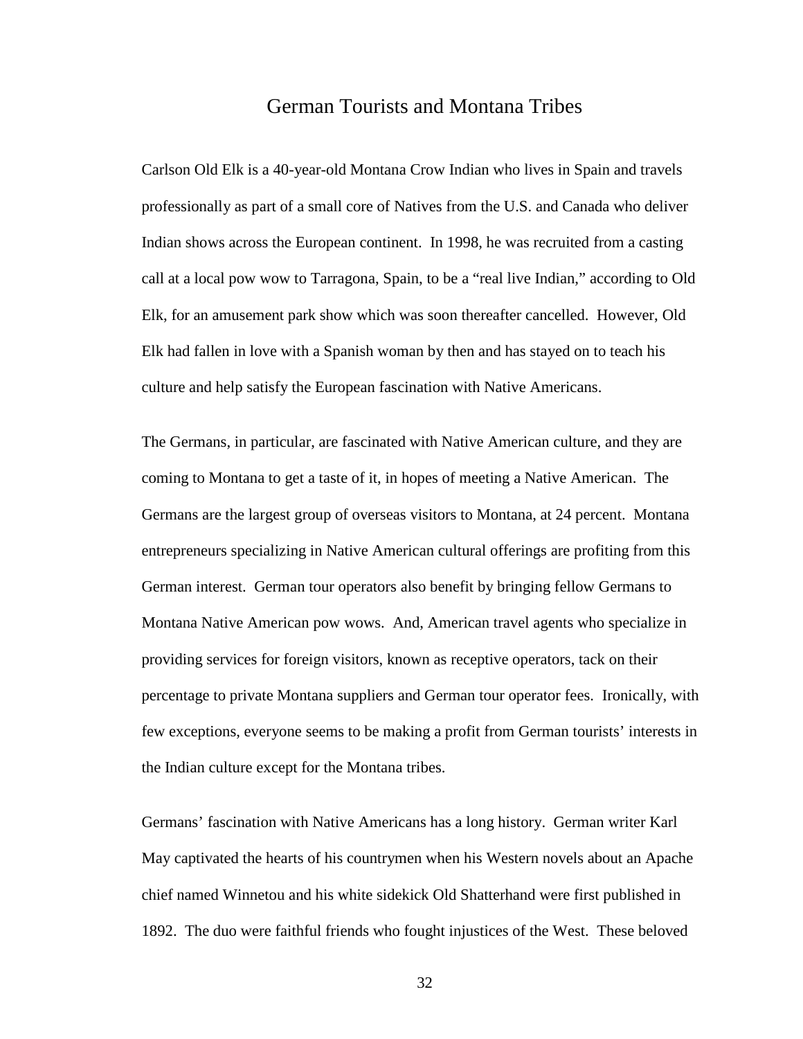# German Tourists and Montana Tribes

Carlson Old Elk is a 40-year-old Montana Crow Indian who lives in Spain and travels professionally as part of a small core of Natives from the U.S. and Canada who deliver Indian shows across the European continent. In 1998, he was recruited from a casting call at a local pow wow to Tarragona, Spain, to be a "real live Indian," according to Old Elk, for an amusement park show which was soon thereafter cancelled. However, Old Elk had fallen in love with a Spanish woman by then and has stayed on to teach his culture and help satisfy the European fascination with Native Americans.

The Germans, in particular, are fascinated with Native American culture, and they are coming to Montana to get a taste of it, in hopes of meeting a Native American. The Germans are the largest group of overseas visitors to Montana, at 24 percent. Montana entrepreneurs specializing in Native American cultural offerings are profiting from this German interest. German tour operators also benefit by bringing fellow Germans to Montana Native American pow wows. And, American travel agents who specialize in providing services for foreign visitors, known as receptive operators, tack on their percentage to private Montana suppliers and German tour operator fees. Ironically, with few exceptions, everyone seems to be making a profit from German tourists' interests in the Indian culture except for the Montana tribes.

Germans' fascination with Native Americans has a long history. German writer Karl May captivated the hearts of his countrymen when his Western novels about an Apache chief named Winnetou and his white sidekick Old Shatterhand were first published in 1892. The duo were faithful friends who fought injustices of the West. These beloved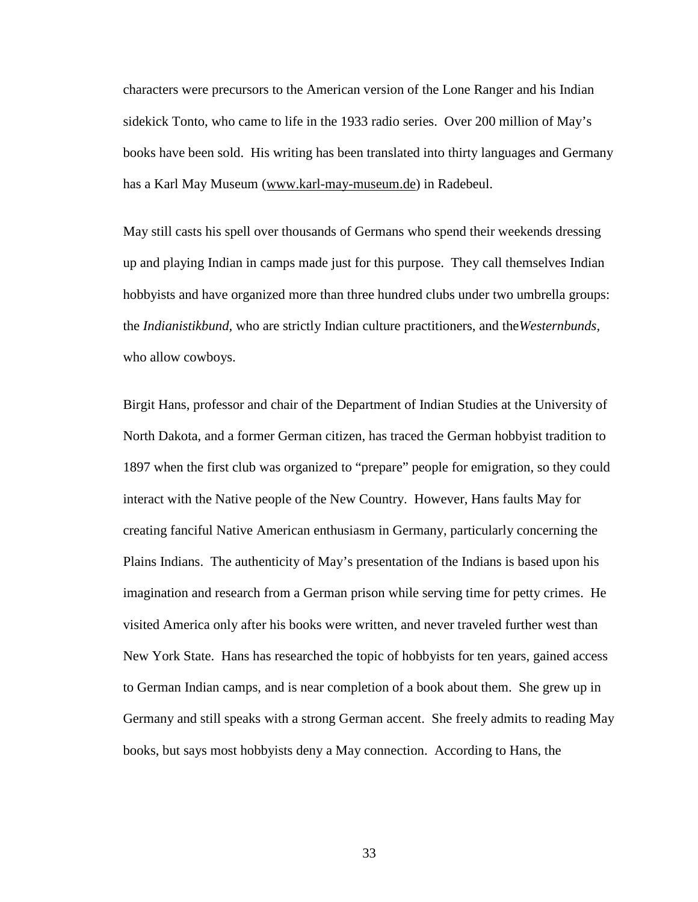characters were precursors to the American version of the Lone Ranger and his Indian sidekick Tonto, who came to life in the 1933 radio series. Over 200 million of May's books have been sold. His writing has been translated into thirty languages and Germany has a Karl May Museum (www.karl-may-museum.de) in Radebeul.

May still casts his spell over thousands of Germans who spend their weekends dressing up and playing Indian in camps made just for this purpose. They call themselves Indian hobbyists and have organized more than three hundred clubs under two umbrella groups: the *Indianistikbund,* who are strictly Indian culture practitioners, and the*Westernbunds,* who allow cowboys.

Birgit Hans, professor and chair of the Department of Indian Studies at the University of North Dakota, and a former German citizen, has traced the German hobbyist tradition to 1897 when the first club was organized to "prepare" people for emigration, so they could interact with the Native people of the New Country. However, Hans faults May for creating fanciful Native American enthusiasm in Germany, particularly concerning the Plains Indians. The authenticity of May's presentation of the Indians is based upon his imagination and research from a German prison while serving time for petty crimes. He visited America only after his books were written, and never traveled further west than New York State. Hans has researched the topic of hobbyists for ten years, gained access to German Indian camps, and is near completion of a book about them. She grew up in Germany and still speaks with a strong German accent. She freely admits to reading May books, but says most hobbyists deny a May connection. According to Hans, the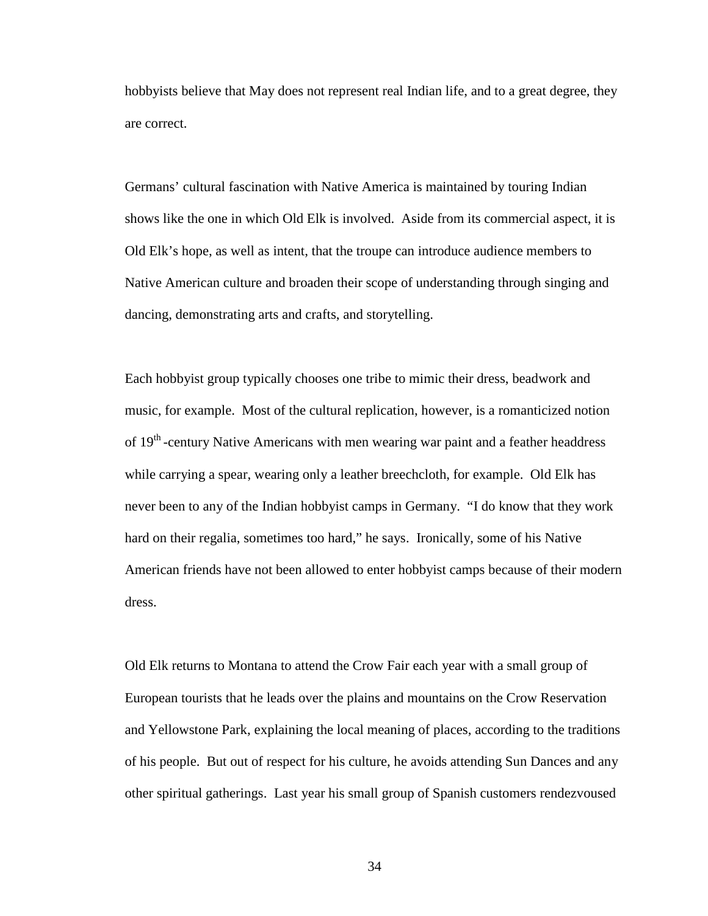hobbyists believe that May does not represent real Indian life, and to a great degree, they are correct.

Germans' cultural fascination with Native America is maintained by touring Indian shows like the one in which Old Elk is involved. Aside from its commercial aspect, it is Old Elk's hope, as well as intent, that the troupe can introduce audience members to Native American culture and broaden their scope of understanding through singing and dancing, demonstrating arts and crafts, and storytelling.

Each hobbyist group typically chooses one tribe to mimic their dress, beadwork and music, for example. Most of the cultural replication, however, is a romanticized notion of 19th-century Native Americans with men wearing war paint and a feather headdress while carrying a spear, wearing only a leather breechcloth, for example. Old Elk has never been to any of the Indian hobbyist camps in Germany. "I do know that they work hard on their regalia, sometimes too hard," he says. Ironically, some of his Native American friends have not been allowed to enter hobbyist camps because of their modern dress.

Old Elk returns to Montana to attend the Crow Fair each year with a small group of European tourists that he leads over the plains and mountains on the Crow Reservation and Yellowstone Park, explaining the local meaning of places, according to the traditions of his people. But out of respect for his culture, he avoids attending Sun Dances and any other spiritual gatherings. Last year his small group of Spanish customers rendezvoused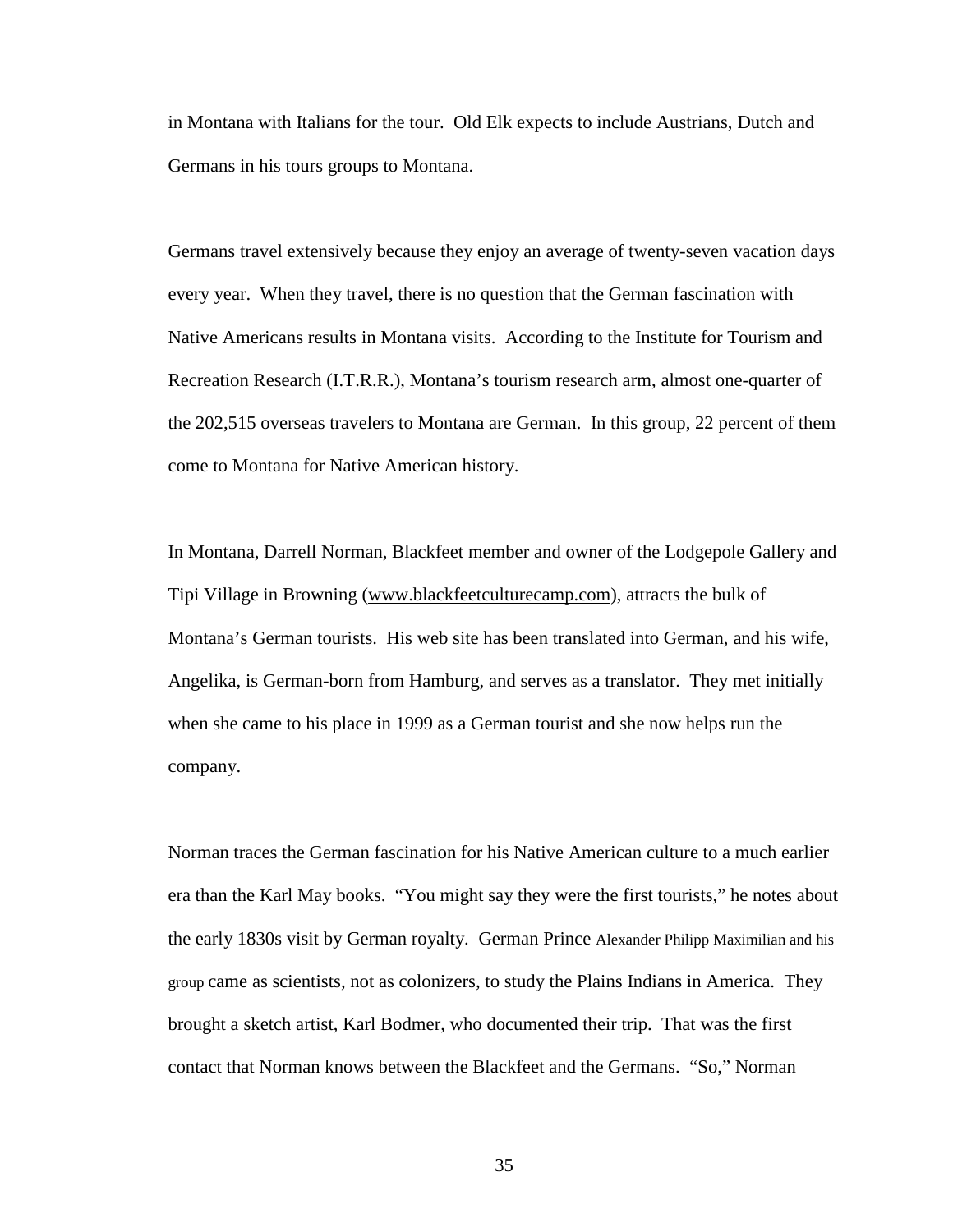in Montana with Italians for the tour. Old Elk expects to include Austrians, Dutch and Germans in his tours groups to Montana.

Germans travel extensively because they enjoy an average of twenty-seven vacation days every year. When they travel, there is no question that the German fascination with Native Americans results in Montana visits. According to the Institute for Tourism and Recreation Research (I.T.R.R.), Montana's tourism research arm, almost one-quarter of the 202,515 overseas travelers to Montana are German. In this group, 22 percent of them come to Montana for Native American history.

In Montana, Darrell Norman, Blackfeet member and owner of the Lodgepole Gallery and Tipi Village in Browning (www.blackfeetculturecamp.com), attracts the bulk of Montana's German tourists. His web site has been translated into German, and his wife, Angelika, is German-born from Hamburg, and serves as a translator. They met initially when she came to his place in 1999 as a German tourist and she now helps run the company.

Norman traces the German fascination for his Native American culture to a much earlier era than the Karl May books. "You might say they were the first tourists," he notes about the early 1830s visit by German royalty. German Prince Alexander Philipp Maximilian and his group came as scientists, not as colonizers, to study the Plains Indians in America. They brought a sketch artist, Karl Bodmer, who documented their trip. That was the first contact that Norman knows between the Blackfeet and the Germans. "So," Norman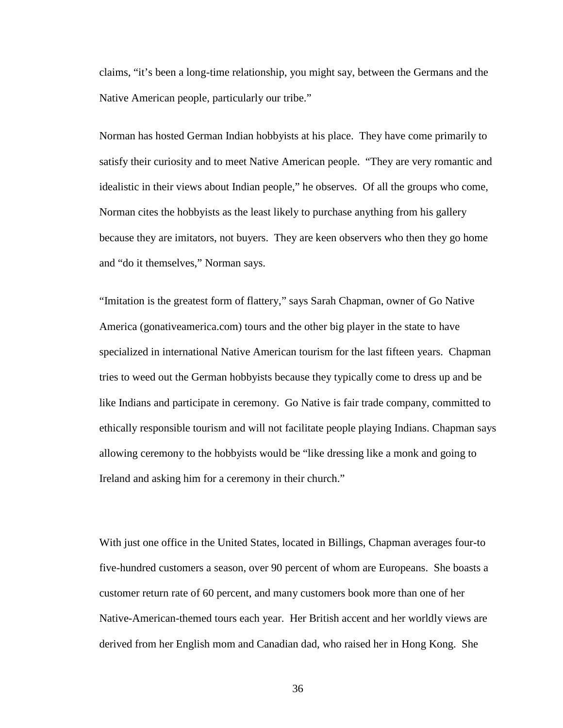claims, "it's been a long-time relationship, you might say, between the Germans and the Native American people, particularly our tribe."

Norman has hosted German Indian hobbyists at his place. They have come primarily to satisfy their curiosity and to meet Native American people. "They are very romantic and idealistic in their views about Indian people," he observes. Of all the groups who come, Norman cites the hobbyists as the least likely to purchase anything from his gallery because they are imitators, not buyers. They are keen observers who then they go home and "do it themselves," Norman says.

"Imitation is the greatest form of flattery," says Sarah Chapman, owner of Go Native America (gonativeamerica.com) tours and the other big player in the state to have specialized in international Native American tourism for the last fifteen years. Chapman tries to weed out the German hobbyists because they typically come to dress up and be like Indians and participate in ceremony. Go Native is fair trade company, committed to ethically responsible tourism and will not facilitate people playing Indians. Chapman says allowing ceremony to the hobbyists would be "like dressing like a monk and going to Ireland and asking him for a ceremony in their church."

With just one office in the United States, located in Billings, Chapman averages four-to five-hundred customers a season, over 90 percent of whom are Europeans. She boasts a customer return rate of 60 percent, and many customers book more than one of her Native-American-themed tours each year. Her British accent and her worldly views are derived from her English mom and Canadian dad, who raised her in Hong Kong. She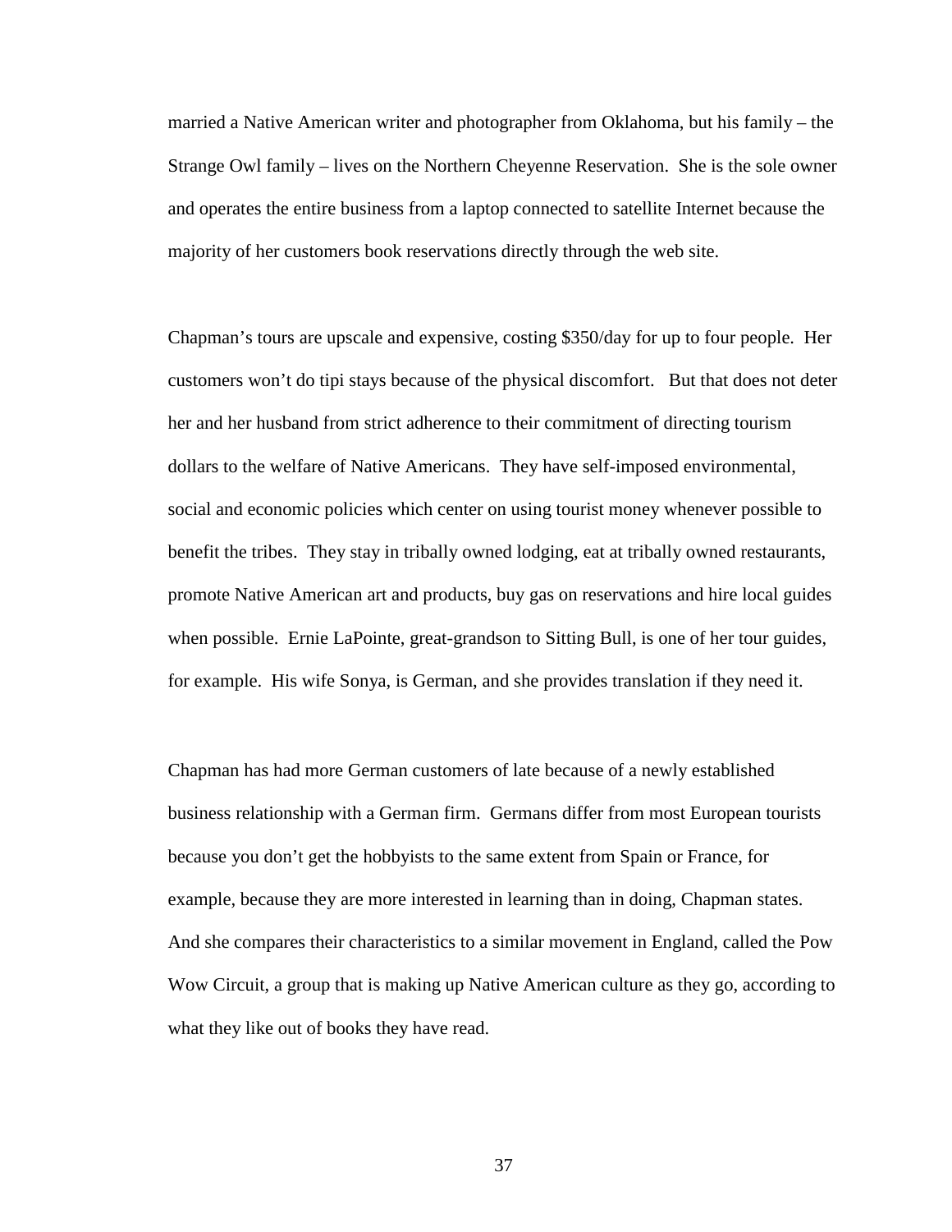married a Native American writer and photographer from Oklahoma, but his family – the Strange Owl family – lives on the Northern Cheyenne Reservation. She is the sole owner and operates the entire business from a laptop connected to satellite Internet because the majority of her customers book reservations directly through the web site.

Chapman's tours are upscale and expensive, costing $350/day for up to four people. Her customers won't do tipi stays because of the physical discomfort. But that does not deter her and her husband from strict adherence to their commitment of directing tourism dollars to the welfare of Native Americans. They have self-imposed environmental, social and economic policies which center on using tourist money whenever possible to benefit the tribes. They stay in tribally owned lodging, eat at tribally owned restaurants, promote Native American art and products, buy gas on reservations and hire local guides when possible. Ernie LaPointe, great-grandson to Sitting Bull, is one of her tour guides, for example. His wife Sonya, is German, and she provides translation if they need it.

Chapman has had more German customers of late because of a newly established business relationship with a German firm. Germans differ from most European tourists because you don't get the hobbyists to the same extent from Spain or France, for example, because they are more interested in learning than in doing, Chapman states. And she compares their characteristics to a similar movement in England, called the Pow Wow Circuit, a group that is making up Native American culture as they go, according to what they like out of books they have read.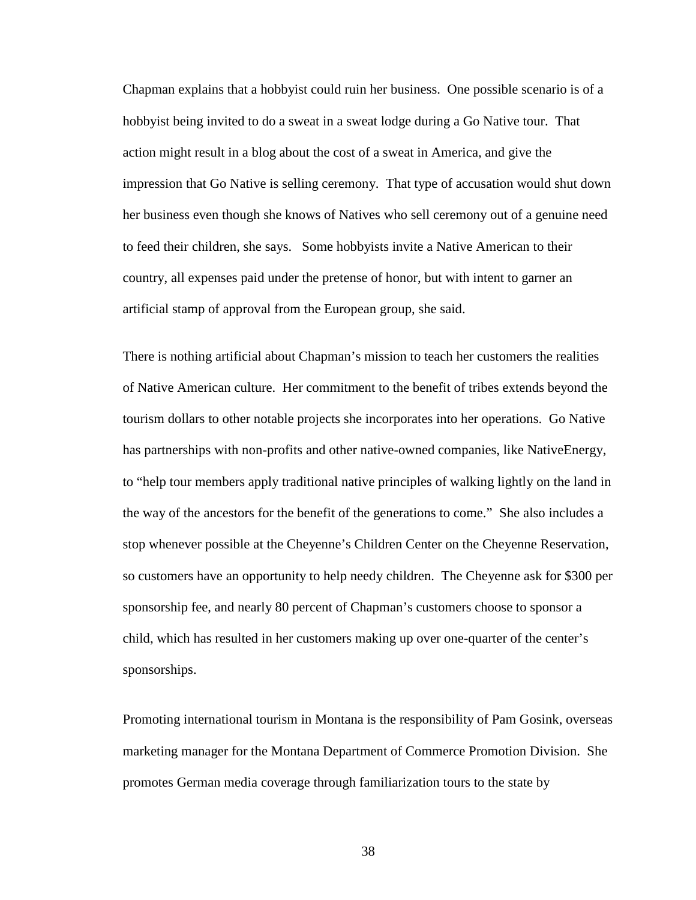Chapman explains that a hobbyist could ruin her business. One possible scenario is of a hobbyist being invited to do a sweat in a sweat lodge during a Go Native tour. That action might result in a blog about the cost of a sweat in America, and give the impression that Go Native is selling ceremony. That type of accusation would shut down her business even though she knows of Natives who sell ceremony out of a genuine need to feed their children, she says. Some hobbyists invite a Native American to their country, all expenses paid under the pretense of honor, but with intent to garner an artificial stamp of approval from the European group, she said.

There is nothing artificial about Chapman's mission to teach her customers the realities of Native American culture. Her commitment to the benefit of tribes extends beyond the tourism dollars to other notable projects she incorporates into her operations. Go Native has partnerships with non-profits and other native-owned companies, like NativeEnergy, to "help tour members apply traditional native principles of walking lightly on the land in the way of the ancestors for the benefit of the generations to come." She also includes a stop whenever possible at the Cheyenne's Children Center on the Cheyenne Reservation, so customers have an opportunity to help needy children. The Cheyenne ask for $300 per sponsorship fee, and nearly 80 percent of Chapman's customers choose to sponsor a child, which has resulted in her customers making up over one-quarter of the center's sponsorships.

Promoting international tourism in Montana is the responsibility of Pam Gosink, overseas marketing manager for the Montana Department of Commerce Promotion Division. She promotes German media coverage through familiarization tours to the state by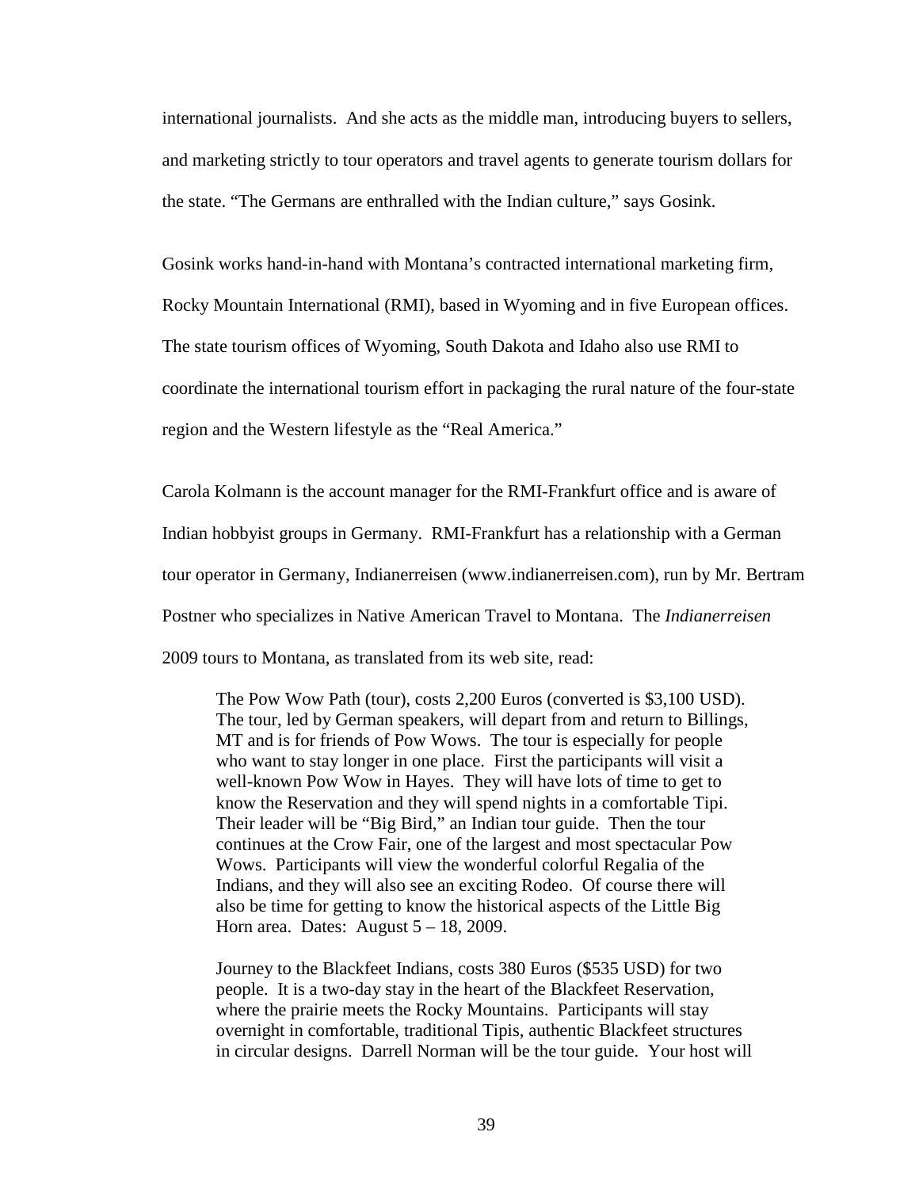international journalists. And she acts as the middle man, introducing buyers to sellers, and marketing strictly to tour operators and travel agents to generate tourism dollars for the state. "The Germans are enthralled with the Indian culture," says Gosink.

Gosink works hand-in-hand with Montana's contracted international marketing firm, Rocky Mountain International (RMI), based in Wyoming and in five European offices. The state tourism offices of Wyoming, South Dakota and Idaho also use RMI to coordinate the international tourism effort in packaging the rural nature of the four-state region and the Western lifestyle as the "Real America."

Carola Kolmann is the account manager for the RMI-Frankfurt office and is aware of Indian hobbyist groups in Germany. RMI-Frankfurt has a relationship with a German tour operator in Germany, Indianerreisen (www.indianerreisen.com), run by Mr. Bertram Postner who specializes in Native American Travel to Montana. The *Indianerreisen* 2009 tours to Montana, as translated from its web site, read:

> The Pow Wow Path (tour), costs 2,200 Euros (converted is $3,100 USD). The tour, led by German speakers, will depart from and return to Billings, MT and is for friends of Pow Wows. The tour is especially for people who want to stay longer in one place. First the participants will visit a well-known Pow Wow in Hayes. They will have lots of time to get to know the Reservation and they will spend nights in a comfortable Tipi. Their leader will be "Big Bird," an Indian tour guide. Then the tour continues at the Crow Fair, one of the largest and most spectacular Pow Wows. Participants will view the wonderful colorful Regalia of the Indians, and they will also see an exciting Rodeo. Of course there will also be time for getting to know the historical aspects of the Little Big Horn area. Dates: August 5 – 18, 2009.
>
> Journey to the Blackfeet Indians, costs 380 Euros ($535 USD) for two people. It is a two-day stay in the heart of the Blackfeet Reservation, where the prairie meets the Rocky Mountains. Participants will stay overnight in comfortable, traditional Tipis, authentic Blackfeet structures in circular designs. Darrell Norman will be the tour guide. Your host will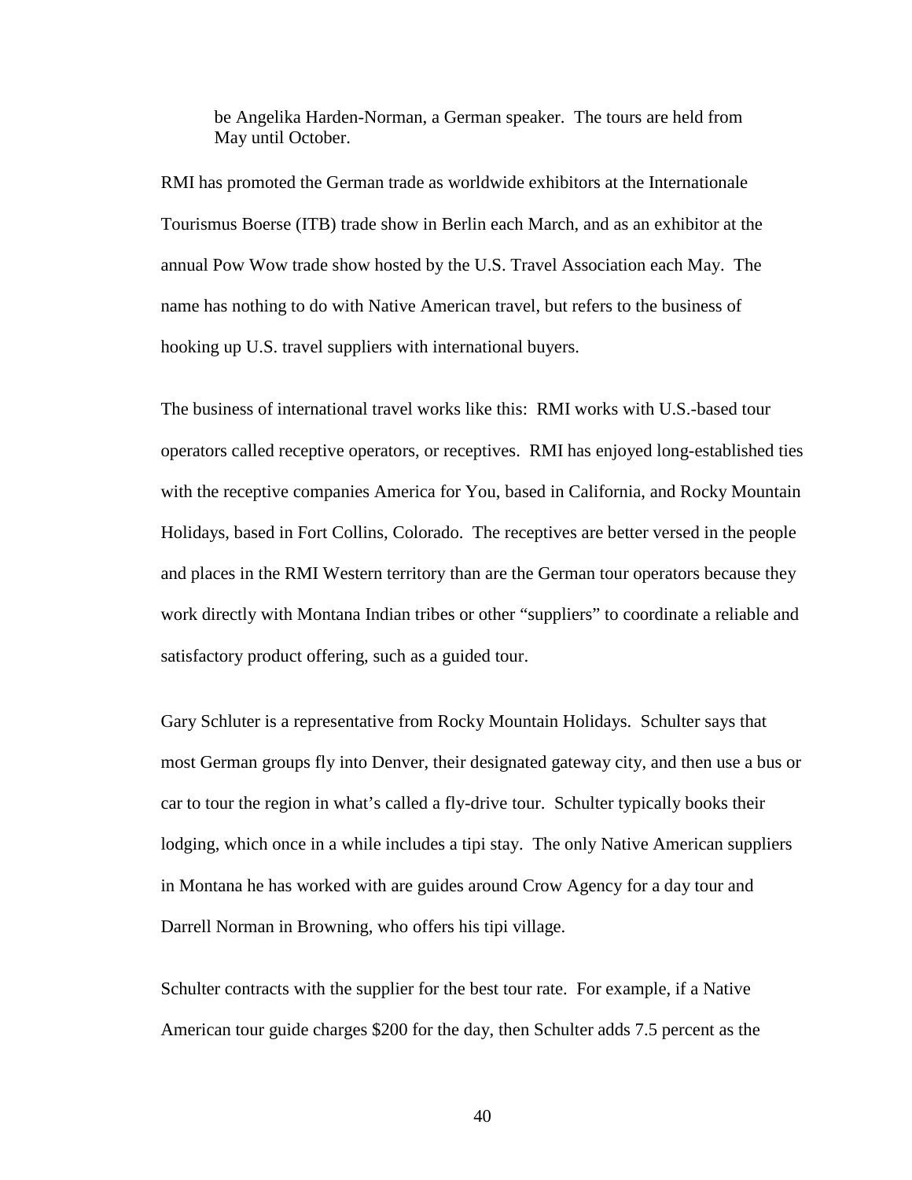> be Angelika Harden-Norman, a German speaker. The tours are held from May until October.

RMI has promoted the German trade as worldwide exhibitors at the Internationale Tourismus Boerse (ITB) trade show in Berlin each March, and as an exhibitor at the annual Pow Wow trade show hosted by the U.S. Travel Association each May. The name has nothing to do with Native American travel, but refers to the business of hooking up U.S. travel suppliers with international buyers.

The business of international travel works like this: RMI works with U.S.-based tour operators called receptive operators, or receptives. RMI has enjoyed long-established ties with the receptive companies America for You, based in California, and Rocky Mountain Holidays, based in Fort Collins, Colorado. The receptives are better versed in the people and places in the RMI Western territory than are the German tour operators because they work directly with Montana Indian tribes or other "suppliers" to coordinate a reliable and satisfactory product offering, such as a guided tour.

Gary Schluter is a representative from Rocky Mountain Holidays. Schulter says that most German groups fly into Denver, their designated gateway city, and then use a bus or car to tour the region in what's called a fly-drive tour. Schulter typically books their lodging, which once in a while includes a tipi stay. The only Native American suppliers in Montana he has worked with are guides around Crow Agency for a day tour and Darrell Norman in Browning, who offers his tipi village.

Schulter contracts with the supplier for the best tour rate. For example, if a Native American tour guide charges $200 for the day, then Schulter adds 7.5 percent as the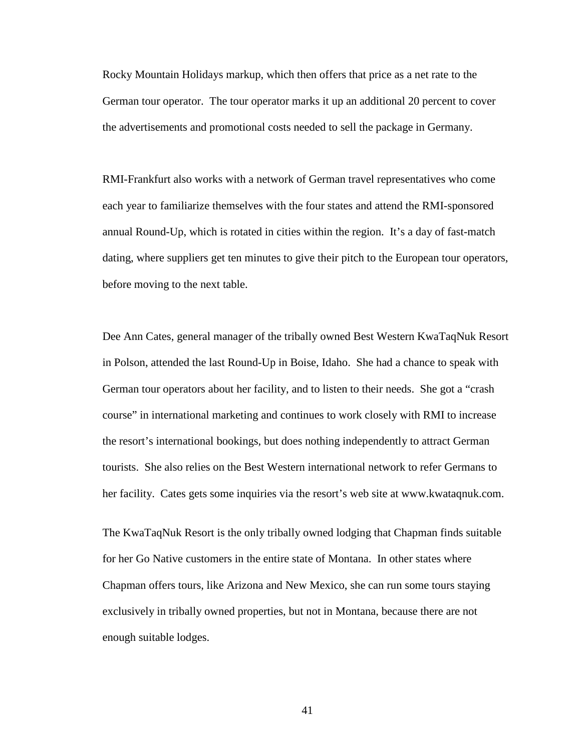Rocky Mountain Holidays markup, which then offers that price as a net rate to the German tour operator. The tour operator marks it up an additional 20 percent to cover the advertisements and promotional costs needed to sell the package in Germany.

RMI-Frankfurt also works with a network of German travel representatives who come each year to familiarize themselves with the four states and attend the RMI-sponsored annual Round-Up, which is rotated in cities within the region. It's a day of fast-match dating, where suppliers get ten minutes to give their pitch to the European tour operators, before moving to the next table.

Dee Ann Cates, general manager of the tribally owned Best Western KwaTaqNuk Resort in Polson, attended the last Round-Up in Boise, Idaho. She had a chance to speak with German tour operators about her facility, and to listen to their needs. She got a "crash course" in international marketing and continues to work closely with RMI to increase the resort's international bookings, but does nothing independently to attract German tourists. She also relies on the Best Western international network to refer Germans to her facility. Cates gets some inquiries via the resort's web site at www.kwataqnuk.com.

The KwaTaqNuk Resort is the only tribally owned lodging that Chapman finds suitable for her Go Native customers in the entire state of Montana. In other states where Chapman offers tours, like Arizona and New Mexico, she can run some tours staying exclusively in tribally owned properties, but not in Montana, because there are not enough suitable lodges.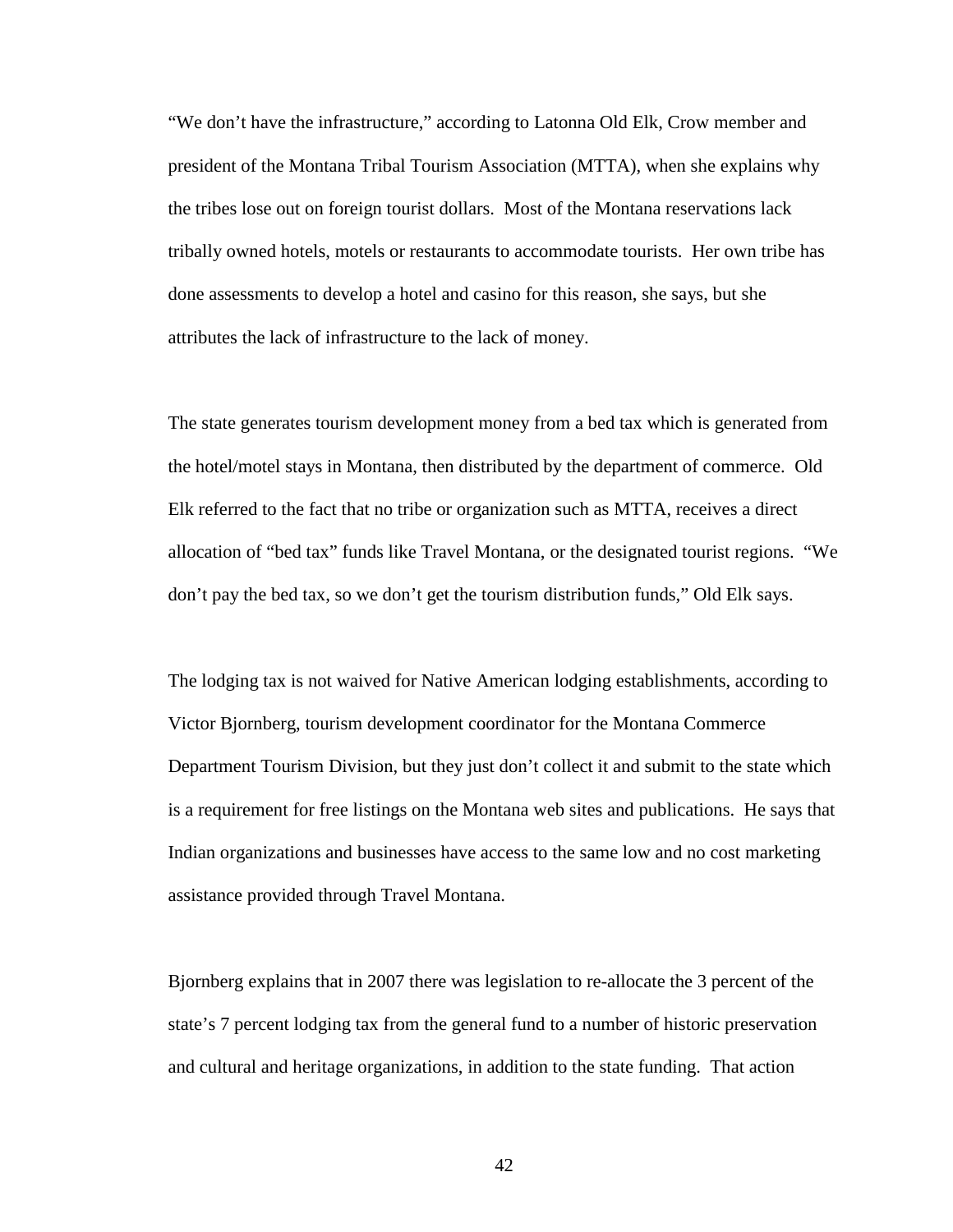"We don't have the infrastructure," according to Latonna Old Elk, Crow member and president of the Montana Tribal Tourism Association (MTTA), when she explains why the tribes lose out on foreign tourist dollars. Most of the Montana reservations lack tribally owned hotels, motels or restaurants to accommodate tourists. Her own tribe has done assessments to develop a hotel and casino for this reason, she says, but she attributes the lack of infrastructure to the lack of money.

The state generates tourism development money from a bed tax which is generated from the hotel/motel stays in Montana, then distributed by the department of commerce. Old Elk referred to the fact that no tribe or organization such as MTTA, receives a direct allocation of "bed tax" funds like Travel Montana, or the designated tourist regions. "We don't pay the bed tax, so we don't get the tourism distribution funds," Old Elk says.

The lodging tax is not waived for Native American lodging establishments, according to Victor Bjornberg, tourism development coordinator for the Montana Commerce Department Tourism Division, but they just don't collect it and submit to the state which is a requirement for free listings on the Montana web sites and publications. He says that Indian organizations and businesses have access to the same low and no cost marketing assistance provided through Travel Montana.

Bjornberg explains that in 2007 there was legislation to re-allocate the 3 percent of the state's 7 percent lodging tax from the general fund to a number of historic preservation and cultural and heritage organizations, in addition to the state funding. That action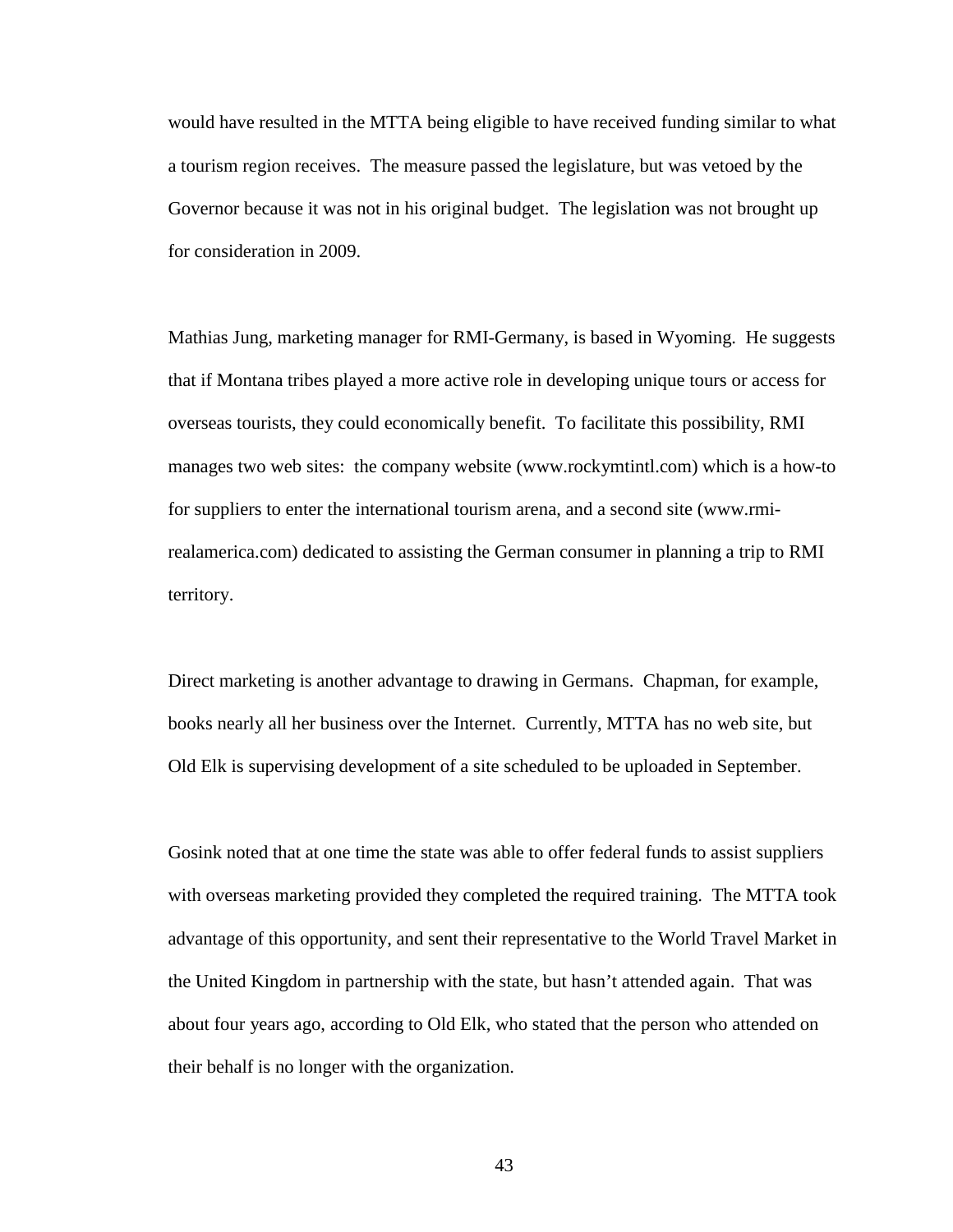would have resulted in the MTTA being eligible to have received funding similar to what a tourism region receives. The measure passed the legislature, but was vetoed by the Governor because it was not in his original budget. The legislation was not brought up for consideration in 2009.

Mathias Jung, marketing manager for RMI-Germany, is based in Wyoming. He suggests that if Montana tribes played a more active role in developing unique tours or access for overseas tourists, they could economically benefit. To facilitate this possibility, RMI manages two web sites: the company website (www.rockymtintl.com) which is a how-to for suppliers to enter the international tourism arena, and a second site (www.rmi-realamerica.com) dedicated to assisting the German consumer in planning a trip to RMI territory.

Direct marketing is another advantage to drawing in Germans. Chapman, for example, books nearly all her business over the Internet. Currently, MTTA has no web site, but Old Elk is supervising development of a site scheduled to be uploaded in September.

Gosink noted that at one time the state was able to offer federal funds to assist suppliers with overseas marketing provided they completed the required training. The MTTA took advantage of this opportunity, and sent their representative to the World Travel Market in the United Kingdom in partnership with the state, but hasn't attended again. That was about four years ago, according to Old Elk, who stated that the person who attended on their behalf is no longer with the organization.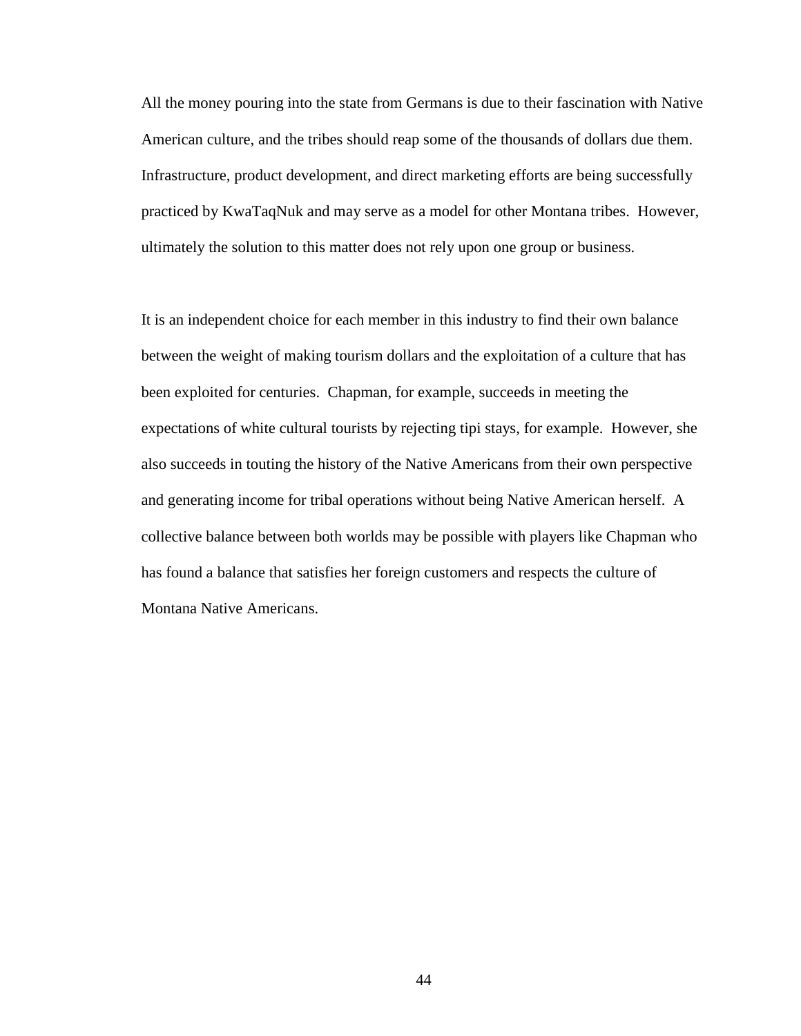All the money pouring into the state from Germans is due to their fascination with Native American culture, and the tribes should reap some of the thousands of dollars due them. Infrastructure, product development, and direct marketing efforts are being successfully practiced by KwaTaqNuk and may serve as a model for other Montana tribes. However, ultimately the solution to this matter does not rely upon one group or business.

It is an independent choice for each member in this industry to find their own balance between the weight of making tourism dollars and the exploitation of a culture that has been exploited for centuries. Chapman, for example, succeeds in meeting the expectations of white cultural tourists by rejecting tipi stays, for example. However, she also succeeds in touting the history of the Native Americans from their own perspective and generating income for tribal operations without being Native American herself. A collective balance between both worlds may be possible with players like Chapman who has found a balance that satisfies her foreign customers and respects the culture of Montana Native Americans.